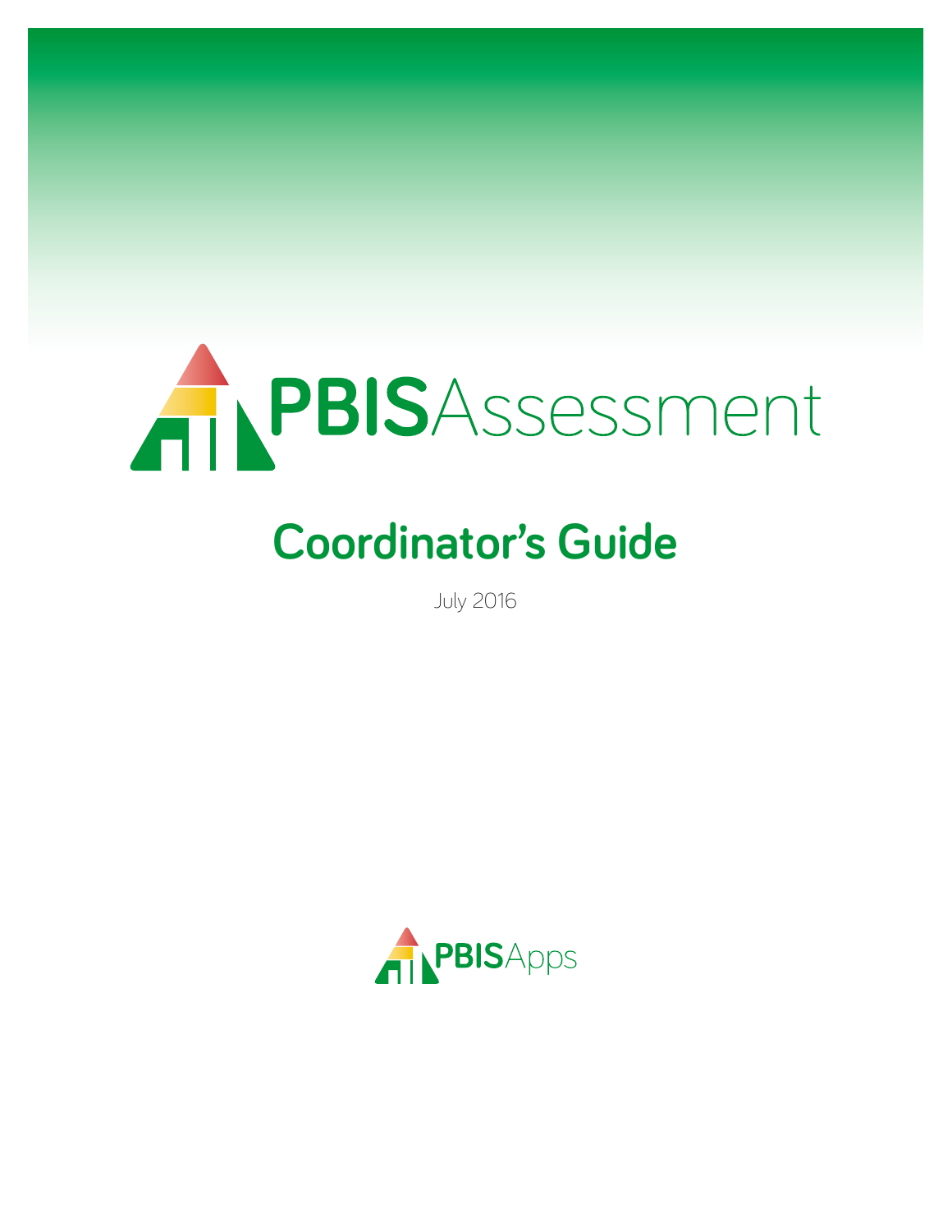# PBISAssessment

## Coordinator's Guide

July 2016

PBISApps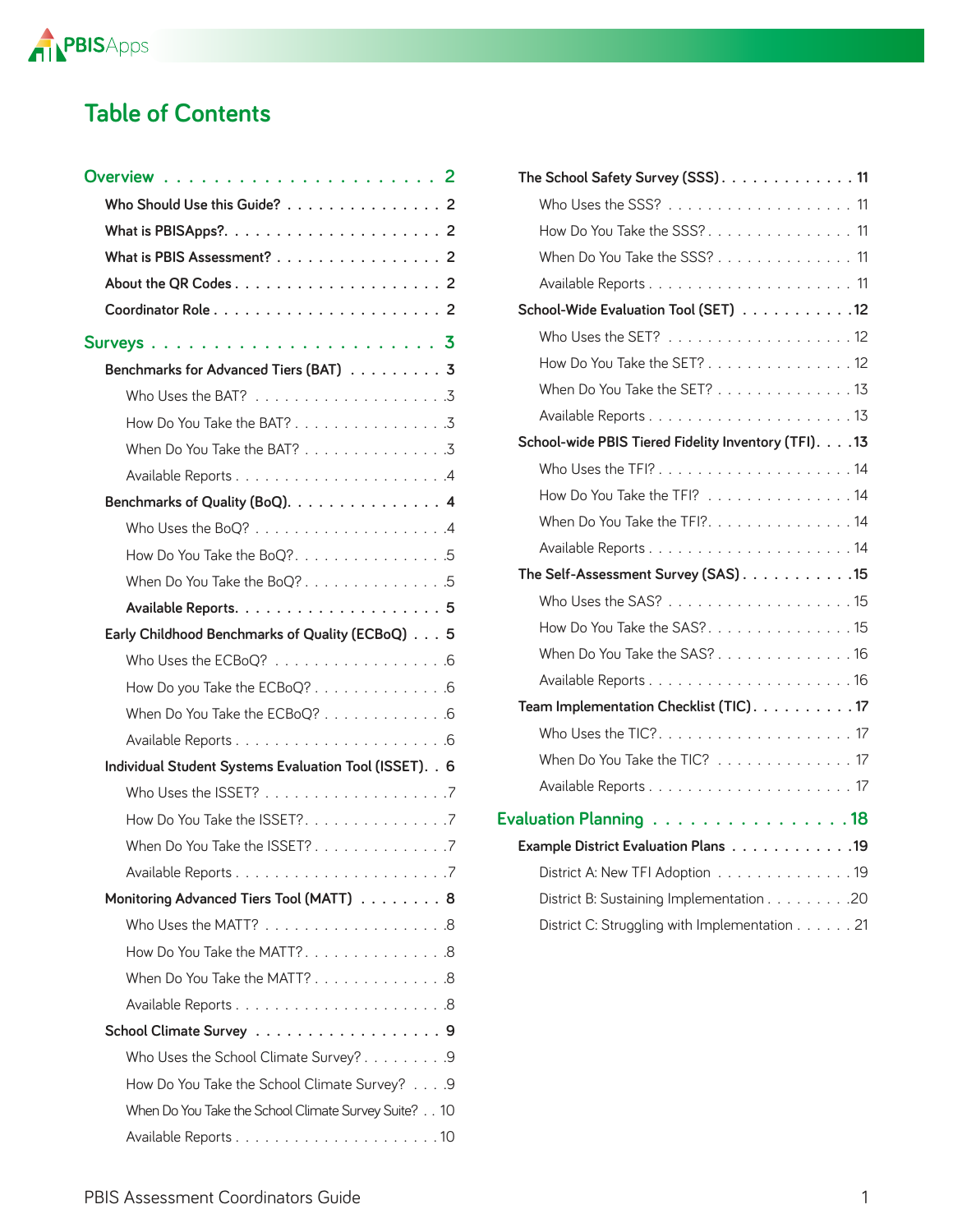# Table of Contents

- **Overview** — 2
  - Who Should Use this Guide? — 2
  - What is PBISApps? — 2
  - What is PBIS Assessment? — 2
  - About the QR Codes — 2
  - Coordinator Role — 2
- **Surveys** — 3
  - Benchmarks for Advanced Tiers (BAT) — 3
    - Who Uses the BAT? — 3
    - How Do You Take the BAT? — 3
    - When Do You Take the BAT? — 3
    - Available Reports — 4
  - Benchmarks of Quality (BoQ) — 4
    - Who Uses the BoQ? — 4
    - How Do You Take the BoQ? — 5
    - When Do You Take the BoQ? — 5
    - Available Reports — 5
  - Early Childhood Benchmarks of Quality (ECBoQ) — 5
    - Who Uses the ECBoQ? — 6
    - How Do you Take the ECBoQ? — 6
    - When Do You Take the ECBoQ? — 6
    - Available Reports — 6
  - Individual Student Systems Evaluation Tool (ISSET) — 6
    - Who Uses the ISSET? — 7
    - How Do You Take the ISSET? — 7
    - When Do You Take the ISSET? — 7
    - Available Reports — 7
  - Monitoring Advanced Tiers Tool (MATT) — 8
    - Who Uses the MATT? — 8
    - How Do You Take the MATT? — 8
    - When Do You Take the MATT? — 8
    - Available Reports — 8
  - School Climate Survey — 9
    - Who Uses the School Climate Survey? — 9
    - How Do You Take the School Climate Survey? — 9
    - When Do You Take the School Climate Survey Suite? — 10
    - Available Reports — 10
  - The School Safety Survey (SSS) — 11
    - Who Uses the SSS? — 11
    - How Do You Take the SSS? — 11
    - When Do You Take the SSS? — 11
    - Available Reports — 11
  - School-Wide Evaluation Tool (SET) — 12
    - Who Uses the SET? — 12
    - How Do You Take the SET? — 12
    - When Do You Take the SET? — 13
    - Available Reports — 13
  - School-wide PBIS Tiered Fidelity Inventory (TFI) — 13
    - Who Uses the TFI? — 14
    - How Do You Take the TFI? — 14
    - When Do You Take the TFI? — 14
    - Available Reports — 14
  - The Self-Assessment Survey (SAS) — 15
    - Who Uses the SAS? — 15
    - How Do You Take the SAS? — 15
    - When Do You Take the SAS? — 16
    - Available Reports — 16
  - Team Implementation Checklist (TIC) — 17
    - Who Uses the TIC? — 17
    - When Do You Take the TIC? — 17
    - Available Reports — 17
- **Evaluation Planning** — 18
  - Example District Evaluation Plans — 19
    - District A: New TFI Adoption — 19
    - District B: Sustaining Implementation — 20
    - District C: Struggling with Implementation — 21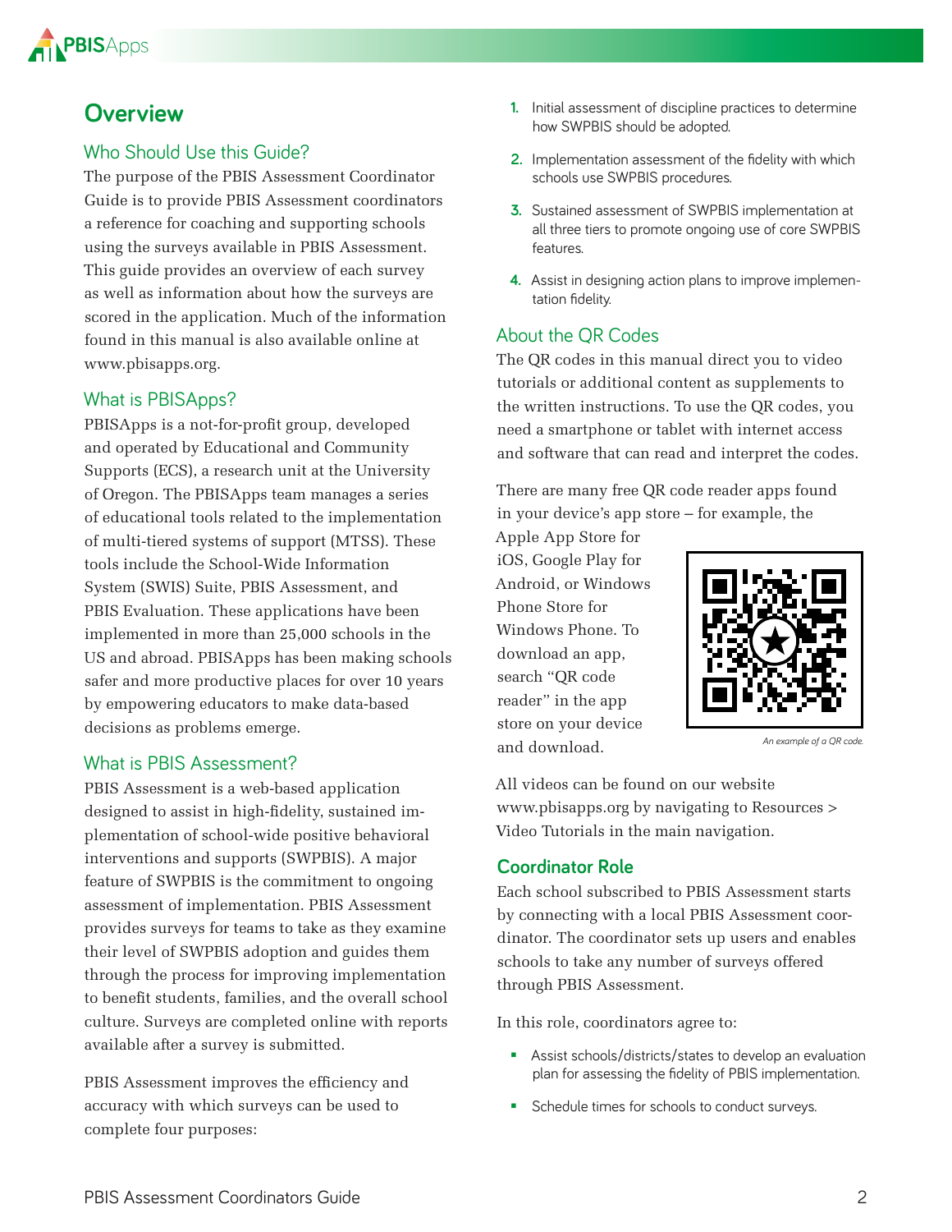# Overview

## Who Should Use this Guide?

The purpose of the PBIS Assessment Coordinator Guide is to provide PBIS Assessment coordinators a reference for coaching and supporting schools using the surveys available in PBIS Assessment. This guide provides an overview of each survey as well as information about how the surveys are scored in the application. Much of the information found in this manual is also available online at www.pbisapps.org.

## What is PBISApps?

PBISApps is a not-for-profit group, developed and operated by Educational and Community Supports (ECS), a research unit at the University of Oregon. The PBISApps team manages a series of educational tools related to the implementation of multi-tiered systems of support (MTSS). These tools include the School-Wide Information System (SWIS) Suite, PBIS Assessment, and PBIS Evaluation. These applications have been implemented in more than 25,000 schools in the US and abroad. PBISApps has been making schools safer and more productive places for over 10 years by empowering educators to make data-based decisions as problems emerge.

## What is PBIS Assessment?

PBIS Assessment is a web-based application designed to assist in high-fidelity, sustained implementation of school-wide positive behavioral interventions and supports (SWPBIS). A major feature of SWPBIS is the commitment to ongoing assessment of implementation. PBIS Assessment provides surveys for teams to take as they examine their level of SWPBIS adoption and guides them through the process for improving implementation to benefit students, families, and the overall school culture. Surveys are completed online with reports available after a survey is submitted.

PBIS Assessment improves the efficiency and accuracy with which surveys can be used to complete four purposes:

1. Initial assessment of discipline practices to determine how SWPBIS should be adopted.
2. Implementation assessment of the fidelity with which schools use SWPBIS procedures.
3. Sustained assessment of SWPBIS implementation at all three tiers to promote ongoing use of core SWPBIS features.
4. Assist in designing action plans to improve implementation fidelity.

## About the QR Codes

The QR codes in this manual direct you to video tutorials or additional content as supplements to the written instructions. To use the QR codes, you need a smartphone or tablet with internet access and software that can read and interpret the codes.

There are many free QR code reader apps found in your device's app store – for example, the Apple App Store for iOS, Google Play for Android, or Windows Phone Store for Windows Phone. To download an app, search "QR code reader" in the app store on your device and download.

*An example of a QR code.*

All videos can be found on our website www.pbisapps.org by navigating to Resources > Video Tutorials in the main navigation.

## Coordinator Role

Each school subscribed to PBIS Assessment starts by connecting with a local PBIS Assessment coordinator. The coordinator sets up users and enables schools to take any number of surveys offered through PBIS Assessment.

In this role, coordinators agree to:

- Assist schools/districts/states to develop an evaluation plan for assessing the fidelity of PBIS implementation.
- Schedule times for schools to conduct surveys.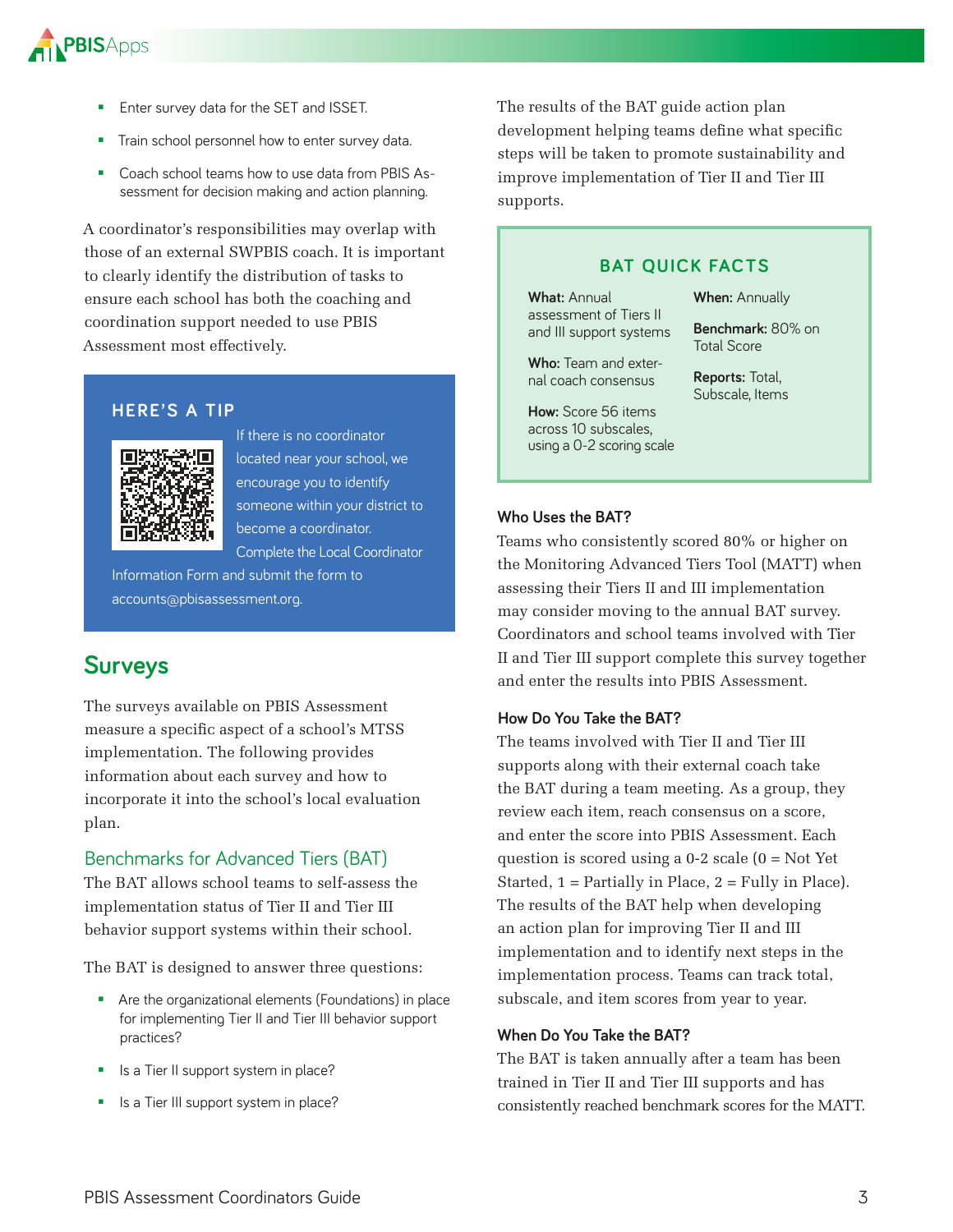- Enter survey data for the SET and ISSET.
- Train school personnel how to enter survey data.
- Coach school teams how to use data from PBIS Assessment for decision making and action planning.

A coordinator's responsibilities may overlap with those of an external SWPBIS coach. It is important to clearly identify the distribution of tasks to ensure each school has both the coaching and coordination support needed to use PBIS Assessment most effectively.

> **HERE'S A TIP**
>
> If there is no coordinator located near your school, we encourage you to identify someone within your district to become a coordinator. Complete the Local Coordinator Information Form and submit the form to accounts@pbisassessment.org.

## Surveys

The surveys available on PBIS Assessment measure a specific aspect of a school's MTSS implementation. The following provides information about each survey and how to incorporate it into the school's local evaluation plan.

### Benchmarks for Advanced Tiers (BAT)

The BAT allows school teams to self-assess the implementation status of Tier II and Tier III behavior support systems within their school.

The BAT is designed to answer three questions:

- Are the organizational elements (Foundations) in place for implementing Tier II and Tier III behavior support practices?
- Is a Tier II support system in place?
- Is a Tier III support system in place?

The results of the BAT guide action plan development helping teams define what specific steps will be taken to promote sustainability and improve implementation of Tier II and Tier III supports.

> **BAT QUICK FACTS**
>
> **What:** Annual assessment of Tiers II and III support systems
>
> **Who:** Team and external coach consensus
>
> **How:** Score 56 items across 10 subscales, using a 0-2 scoring scale
>
> **When:** Annually
>
> **Benchmark:** 80% on Total Score
>
> **Reports:** Total, Subscale, Items

#### Who Uses the BAT?

Teams who consistently scored 80% or higher on the Monitoring Advanced Tiers Tool (MATT) when assessing their Tiers II and III implementation may consider moving to the annual BAT survey. Coordinators and school teams involved with Tier II and Tier III support complete this survey together and enter the results into PBIS Assessment.

#### How Do You Take the BAT?

The teams involved with Tier II and Tier III supports along with their external coach take the BAT during a team meeting. As a group, they review each item, reach consensus on a score, and enter the score into PBIS Assessment. Each question is scored using a 0-2 scale (0 = Not Yet Started, 1 = Partially in Place, 2 = Fully in Place). The results of the BAT help when developing an action plan for improving Tier II and III implementation and to identify next steps in the implementation process. Teams can track total, subscale, and item scores from year to year.

#### When Do You Take the BAT?

The BAT is taken annually after a team has been trained in Tier II and Tier III supports and has consistently reached benchmark scores for the MATT.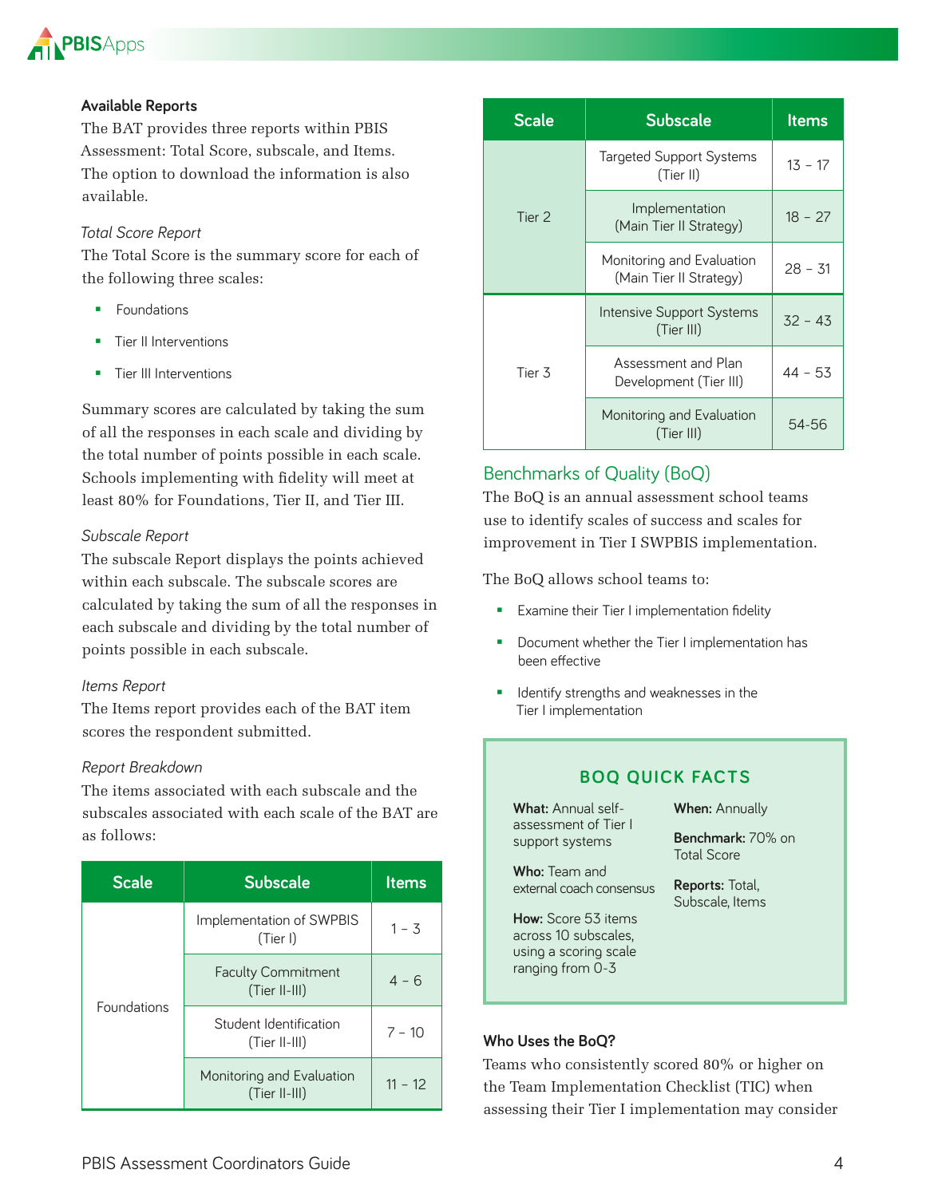**Available Reports**

The BAT provides three reports within PBIS Assessment: Total Score, subscale, and Items. The option to download the information is also available.

*Total Score Report*

The Total Score is the summary score for each of the following three scales:

- Foundations
- Tier II Interventions
- Tier III Interventions

Summary scores are calculated by taking the sum of all the responses in each scale and dividing by the total number of points possible in each scale. Schools implementing with fidelity will meet at least 80% for Foundations, Tier II, and Tier III.

*Subscale Report*

The subscale Report displays the points achieved within each subscale. The subscale scores are calculated by taking the sum of all the responses in each subscale and dividing by the total number of points possible in each subscale.

*Items Report*

The Items report provides each of the BAT item scores the respondent submitted.

*Report Breakdown*

The items associated with each subscale and the subscales associated with each scale of the BAT are as follows:

| Scale | Subscale | Items |
|---|---|---|
| Foundations | Implementation of SWPBIS (Tier I) | 1 – 3 |
| | Faculty Commitment (Tier II-III) | 4 – 6 |
| | Student Identification (Tier II-III) | 7 – 10 |
| | Monitoring and Evaluation (Tier II-III) | 11 – 12 |
| Tier 2 | Targeted Support Systems (Tier II) | 13 – 17 |
| | Implementation (Main Tier II Strategy) | 18 – 27 |
| | Monitoring and Evaluation (Main Tier II Strategy) | 28 – 31 |
| Tier 3 | Intensive Support Systems (Tier III) | 32 – 43 |
| | Assessment and Plan Development (Tier III) | 44 – 53 |
| | Monitoring and Evaluation (Tier III) | 54-56 |

## Benchmarks of Quality (BoQ)

The BoQ is an annual assessment school teams use to identify scales of success and scales for improvement in Tier I SWPBIS implementation.

The BoQ allows school teams to:

- Examine their Tier I implementation fidelity
- Document whether the Tier I implementation has been effective
- Identify strengths and weaknesses in the Tier I implementation

**BOQ QUICK FACTS**

**What:** Annual self-assessment of Tier I support systems

**Who:** Team and external coach consensus

**How:** Score 53 items across 10 subscales, using a scoring scale ranging from 0-3

**When:** Annually

**Benchmark:** 70% on Total Score

**Reports:** Total, Subscale, Items

**Who Uses the BoQ?**

Teams who consistently scored 80% or higher on the Team Implementation Checklist (TIC) when assessing their Tier I implementation may consider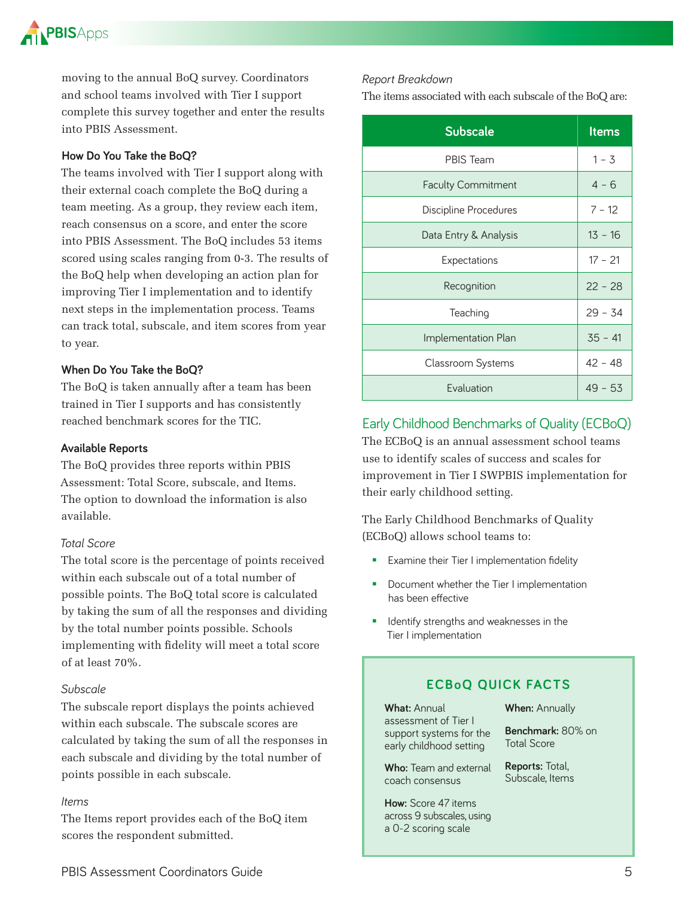moving to the annual BoQ survey. Coordinators and school teams involved with Tier I support complete this survey together and enter the results into PBIS Assessment.

### How Do You Take the BoQ?

The teams involved with Tier I support along with their external coach complete the BoQ during a team meeting. As a group, they review each item, reach consensus on a score, and enter the score into PBIS Assessment. The BoQ includes 53 items scored using scales ranging from 0-3. The results of the BoQ help when developing an action plan for improving Tier I implementation and to identify next steps in the implementation process. Teams can track total, subscale, and item scores from year to year.

### When Do You Take the BoQ?

The BoQ is taken annually after a team has been trained in Tier I supports and has consistently reached benchmark scores for the TIC.

### Available Reports

The BoQ provides three reports within PBIS Assessment: Total Score, subscale, and Items. The option to download the information is also available.

*Total Score*

The total score is the percentage of points received within each subscale out of a total number of possible points. The BoQ total score is calculated by taking the sum of all the responses and dividing by the total number points possible. Schools implementing with fidelity will meet a total score of at least 70%.

*Subscale*

The subscale report displays the points achieved within each subscale. The subscale scores are calculated by taking the sum of all the responses in each subscale and dividing by the total number of points possible in each subscale.

*Items*

The Items report provides each of the BoQ item scores the respondent submitted.

*Report Breakdown*

The items associated with each subscale of the BoQ are:

| Subscale | Items |
|---|---|
| PBIS Team | 1 - 3 |
| Faculty Commitment | 4 - 6 |
| Discipline Procedures | 7 - 12 |
| Data Entry & Analysis | 13 - 16 |
| Expectations | 17 - 21 |
| Recognition | 22 - 28 |
| Teaching | 29 - 34 |
| Implementation Plan | 35 - 41 |
| Classroom Systems | 42 - 48 |
| Evaluation | 49 - 53 |

## Early Childhood Benchmarks of Quality (ECBoQ)

The ECBoQ is an annual assessment school teams use to identify scales of success and scales for improvement in Tier I SWPBIS implementation for their early childhood setting.

The Early Childhood Benchmarks of Quality (ECBoQ) allows school teams to:

- Examine their Tier I implementation fidelity
- Document whether the Tier I implementation has been effective
- Identify strengths and weaknesses in the Tier I implementation

### ECBoQ QUICK FACTS

**What:** Annual assessment of Tier I support systems for the early childhood setting

**Who:** Team and external coach consensus

**How:** Score 47 items across 9 subscales, using a 0-2 scoring scale

**When:** Annually

**Benchmark:** 80% on Total Score

**Reports:** Total, Subscale, Items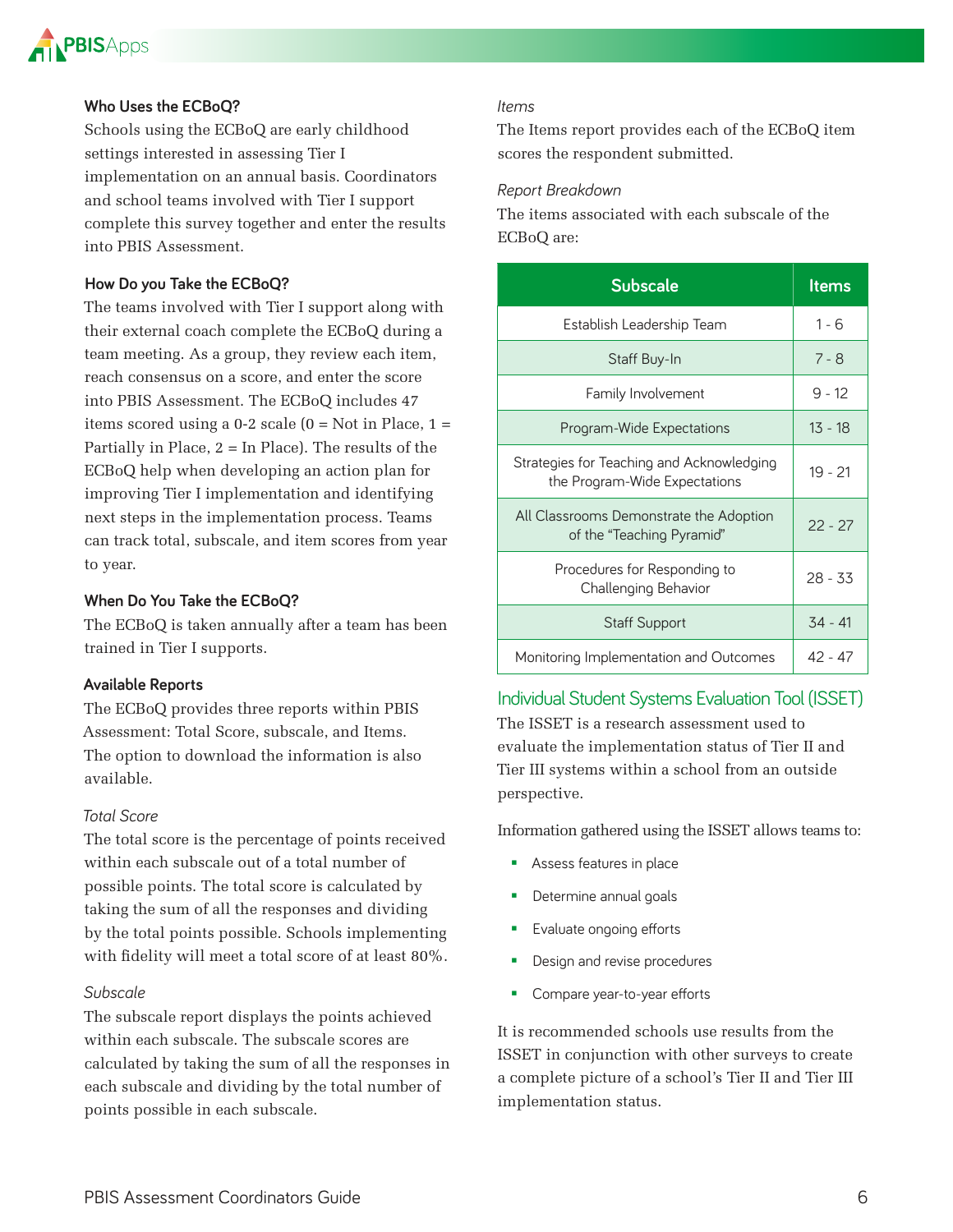### Who Uses the ECBoQ?

Schools using the ECBoQ are early childhood settings interested in assessing Tier I implementation on an annual basis. Coordinators and school teams involved with Tier I support complete this survey together and enter the results into PBIS Assessment.

### How Do you Take the ECBoQ?

The teams involved with Tier I support along with their external coach complete the ECBoQ during a team meeting. As a group, they review each item, reach consensus on a score, and enter the score into PBIS Assessment. The ECBoQ includes 47 items scored using a 0-2 scale (0 = Not in Place, 1 = Partially in Place, 2 = In Place). The results of the ECBoQ help when developing an action plan for improving Tier I implementation and identifying next steps in the implementation process. Teams can track total, subscale, and item scores from year to year.

### When Do You Take the ECBoQ?

The ECBoQ is taken annually after a team has been trained in Tier I supports.

### Available Reports

The ECBoQ provides three reports within PBIS Assessment: Total Score, subscale, and Items. The option to download the information is also available.

*Total Score*

The total score is the percentage of points received within each subscale out of a total number of possible points. The total score is calculated by taking the sum of all the responses and dividing by the total points possible. Schools implementing with fidelity will meet a total score of at least 80%.

*Subscale*

The subscale report displays the points achieved within each subscale. The subscale scores are calculated by taking the sum of all the responses in each subscale and dividing by the total number of points possible in each subscale.

*Items*

The Items report provides each of the ECBoQ item scores the respondent submitted.

*Report Breakdown*

The items associated with each subscale of the ECBoQ are:

| Subscale | Items |
|---|---|
| Establish Leadership Team | 1 - 6 |
| Staff Buy-In | 7 - 8 |
| Family Involvement | 9 - 12 |
| Program-Wide Expectations | 13 - 18 |
| Strategies for Teaching and Acknowledging the Program-Wide Expectations | 19 - 21 |
| All Classrooms Demonstrate the Adoption of the "Teaching Pyramid" | 22 - 27 |
| Procedures for Responding to Challenging Behavior | 28 - 33 |
| Staff Support | 34 - 41 |
| Monitoring Implementation and Outcomes | 42 - 47 |

## Individual Student Systems Evaluation Tool (ISSET)

The ISSET is a research assessment used to evaluate the implementation status of Tier II and Tier III systems within a school from an outside perspective.

Information gathered using the ISSET allows teams to:

- Assess features in place
- Determine annual goals
- Evaluate ongoing efforts
- Design and revise procedures
- Compare year-to-year efforts

It is recommended schools use results from the ISSET in conjunction with other surveys to create a complete picture of a school's Tier II and Tier III implementation status.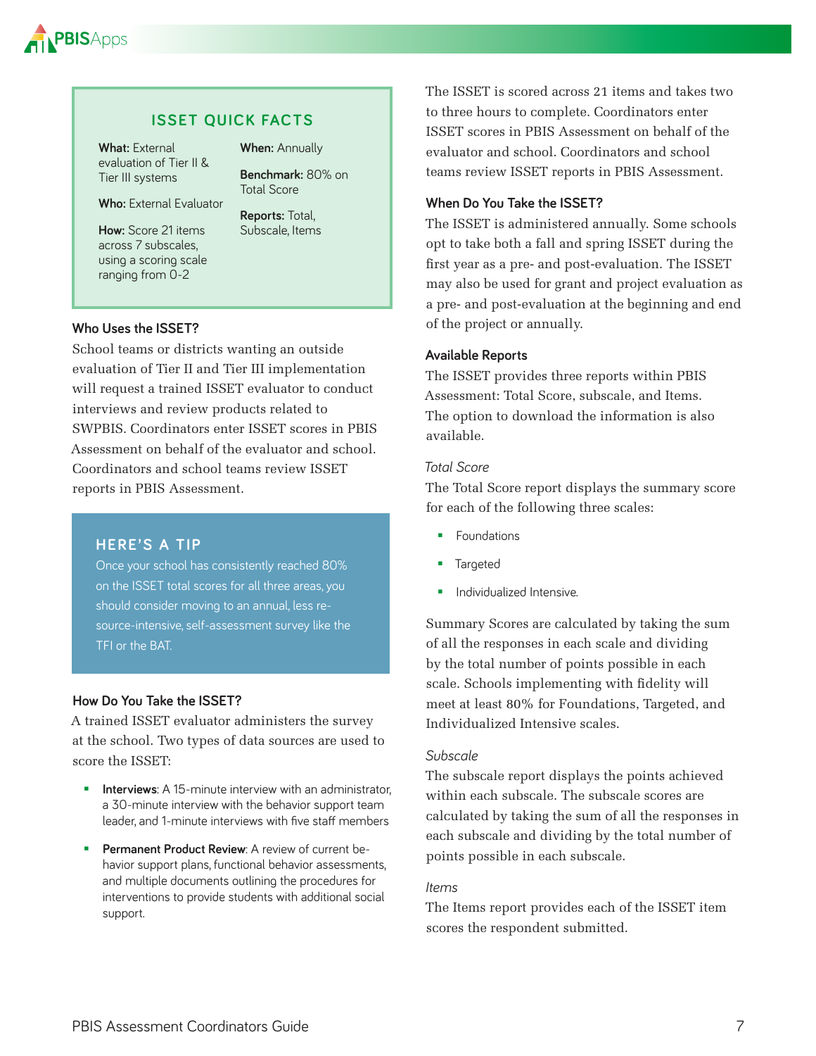## ISSET QUICK FACTS

**What:** External evaluation of Tier II & Tier III systems

**Who:** External Evaluator

**How:** Score 21 items across 7 subscales, using a scoring scale ranging from 0-2

**When:** Annually

**Benchmark:** 80% on Total Score

**Reports:** Total, Subscale, Items

### Who Uses the ISSET?

School teams or districts wanting an outside evaluation of Tier II and Tier III implementation will request a trained ISSET evaluator to conduct interviews and review products related to SWPBIS. Coordinators enter ISSET scores in PBIS Assessment on behalf of the evaluator and school. Coordinators and school teams review ISSET reports in PBIS Assessment.

## HERE'S A TIP

Once your school has consistently reached 80% on the ISSET total scores for all three areas, you should consider moving to an annual, less resource-intensive, self-assessment survey like the TFI or the BAT.

### How Do You Take the ISSET?

A trained ISSET evaluator administers the survey at the school. Two types of data sources are used to score the ISSET:

- **Interviews**: A 15-minute interview with an administrator, a 30-minute interview with the behavior support team leader, and 1-minute interviews with five staff members
- **Permanent Product Review**: A review of current behavior support plans, functional behavior assessments, and multiple documents outlining the procedures for interventions to provide students with additional social support.

The ISSET is scored across 21 items and takes two to three hours to complete. Coordinators enter ISSET scores in PBIS Assessment on behalf of the evaluator and school. Coordinators and school teams review ISSET reports in PBIS Assessment.

### When Do You Take the ISSET?

The ISSET is administered annually. Some schools opt to take both a fall and spring ISSET during the first year as a pre- and post-evaluation. The ISSET may also be used for grant and project evaluation as a pre- and post-evaluation at the beginning and end of the project or annually.

### Available Reports

The ISSET provides three reports within PBIS Assessment: Total Score, subscale, and Items. The option to download the information is also available.

#### *Total Score*

The Total Score report displays the summary score for each of the following three scales:

- Foundations
- Targeted
- Individualized Intensive.

Summary Scores are calculated by taking the sum of all the responses in each scale and dividing by the total number of points possible in each scale. Schools implementing with fidelity will meet at least 80% for Foundations, Targeted, and Individualized Intensive scales.

#### *Subscale*

The subscale report displays the points achieved within each subscale. The subscale scores are calculated by taking the sum of all the responses in each subscale and dividing by the total number of points possible in each subscale.

#### *Items*

The Items report provides each of the ISSET item scores the respondent submitted.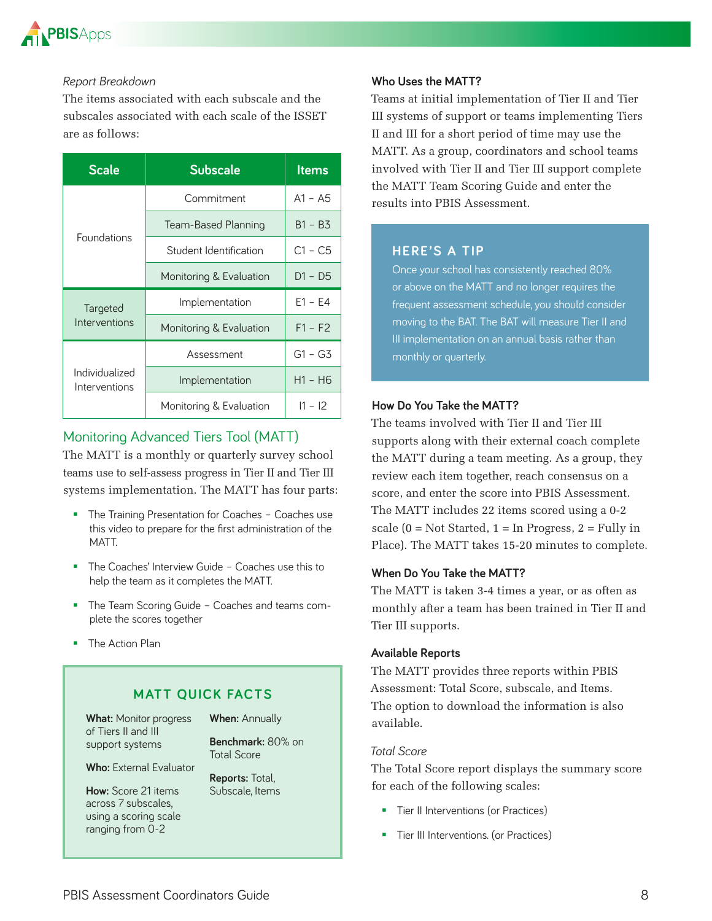*Report Breakdown*

The items associated with each subscale and the subscales associated with each scale of the ISSET are as follows:

| Scale | Subscale | Items |
|---|---|---|
| Foundations | Commitment | A1 - A5 |
| | Team-Based Planning | B1 - B3 |
| | Student Identification | C1 - C5 |
| | Monitoring & Evaluation | D1 - D5 |
| Targeted Interventions | Implementation | E1 - E4 |
| | Monitoring & Evaluation | F1 - F2 |
| Individualized Interventions | Assessment | G1 - G3 |
| | Implementation | H1 - H6 |
| | Monitoring & Evaluation | I1 - I2 |

## Monitoring Advanced Tiers Tool (MATT)

The MATT is a monthly or quarterly survey school teams use to self-assess progress in Tier II and Tier III systems implementation. The MATT has four parts:

- The Training Presentation for Coaches – Coaches use this video to prepare for the first administration of the MATT.
- The Coaches' Interview Guide – Coaches use this to help the team as it completes the MATT.
- The Team Scoring Guide – Coaches and teams complete the scores together
- The Action Plan

### MATT QUICK FACTS

**What:** Monitor progress of Tiers II and III support systems

**Who:** External Evaluator

**How:** Score 21 items across 7 subscales, using a scoring scale ranging from 0-2

**When:** Annually

**Benchmark:** 80% on Total Score

**Reports:** Total, Subscale, Items

### Who Uses the MATT?

Teams at initial implementation of Tier II and Tier III systems of support or teams implementing Tiers II and III for a short period of time may use the MATT. As a group, coordinators and school teams involved with Tier II and Tier III support complete the MATT Team Scoring Guide and enter the results into PBIS Assessment.

### HERE'S A TIP

Once your school has consistently reached 80% or above on the MATT and no longer requires the frequent assessment schedule, you should consider moving to the BAT. The BAT will measure Tier II and III implementation on an annual basis rather than monthly or quarterly.

### How Do You Take the MATT?

The teams involved with Tier II and Tier III supports along with their external coach complete the MATT during a team meeting. As a group, they review each item together, reach consensus on a score, and enter the score into PBIS Assessment. The MATT includes 22 items scored using a 0-2 scale (0 = Not Started, 1 = In Progress, 2 = Fully in Place). The MATT takes 15-20 minutes to complete.

### When Do You Take the MATT?

The MATT is taken 3-4 times a year, or as often as monthly after a team has been trained in Tier II and Tier III supports.

### Available Reports

The MATT provides three reports within PBIS Assessment: Total Score, subscale, and Items. The option to download the information is also available.

*Total Score*

The Total Score report displays the summary score for each of the following scales:

- Tier II Interventions (or Practices)
- Tier III Interventions. (or Practices)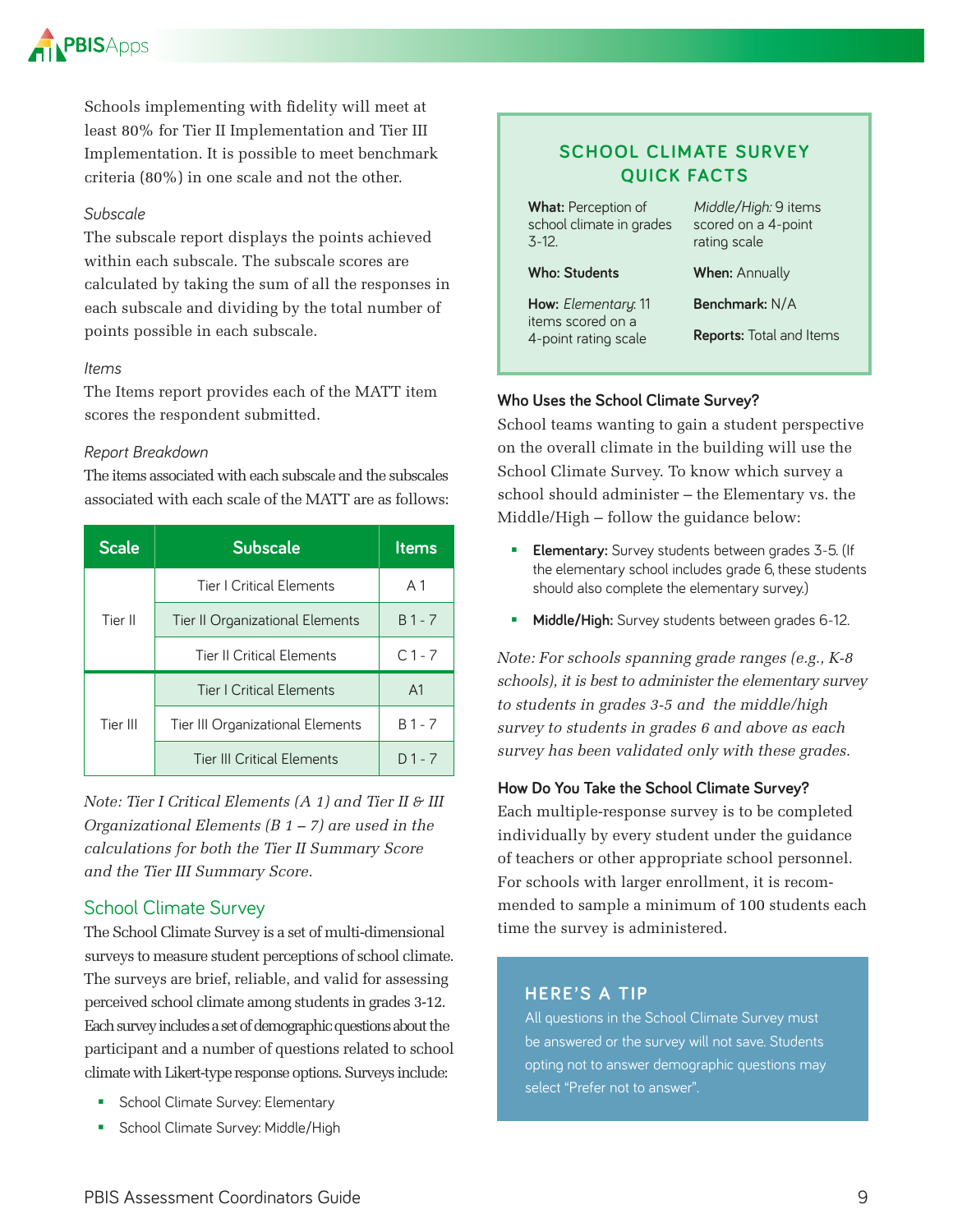Schools implementing with fidelity will meet at least 80% for Tier II Implementation and Tier III Implementation. It is possible to meet benchmark criteria (80%) in one scale and not the other.

*Subscale*

The subscale report displays the points achieved within each subscale. The subscale scores are calculated by taking the sum of all the responses in each subscale and dividing by the total number of points possible in each subscale.

*Items*

The Items report provides each of the MATT item scores the respondent submitted.

*Report Breakdown*

The items associated with each subscale and the subscales associated with each scale of the MATT are as follows:

| Scale | Subscale | Items |
|---|---|---|
| Tier II | Tier I Critical Elements | A 1 |
| | Tier II Organizational Elements | B 1 - 7 |
| | Tier II Critical Elements | C 1 - 7 |
| Tier III | Tier I Critical Elements | A1 |
| | Tier III Organizational Elements | B 1 - 7 |
| | Tier III Critical Elements | D 1 - 7 |

*Note: Tier I Critical Elements (A 1) and Tier II & III Organizational Elements (B 1 – 7) are used in the calculations for both the Tier II Summary Score and the Tier III Summary Score.*

## School Climate Survey

The School Climate Survey is a set of multi-dimensional surveys to measure student perceptions of school climate. The surveys are brief, reliable, and valid for assessing perceived school climate among students in grades 3-12. Each survey includes a set of demographic questions about the participant and a number of questions related to school climate with Likert-type response options. Surveys include:

- School Climate Survey: Elementary
- School Climate Survey: Middle/High

### SCHOOL CLIMATE SURVEY QUICK FACTS

**What:** Perception of school climate in grades 3-12.

**Who: Students**

**How:** *Elementary:* 11 items scored on a 4-point rating scale

*Middle/High:* 9 items scored on a 4-point rating scale

**When:** Annually

**Benchmark:** N/A

**Reports:** Total and Items

### Who Uses the School Climate Survey?

School teams wanting to gain a student perspective on the overall climate in the building will use the School Climate Survey. To know which survey a school should administer – the Elementary vs. the Middle/High – follow the guidance below:

- **Elementary:** Survey students between grades 3-5. (If the elementary school includes grade 6, these students should also complete the elementary survey.)
- **Middle/High:** Survey students between grades 6-12.

*Note: For schools spanning grade ranges (e.g., K-8 schools), it is best to administer the elementary survey to students in grades 3-5 and the middle/high survey to students in grades 6 and above as each survey has been validated only with these grades.*

### How Do You Take the School Climate Survey?

Each multiple-response survey is to be completed individually by every student under the guidance of teachers or other appropriate school personnel. For schools with larger enrollment, it is recommended to sample a minimum of 100 students each time the survey is administered.

### HERE'S A TIP

All questions in the School Climate Survey must be answered or the survey will not save. Students opting not to answer demographic questions may select "Prefer not to answer".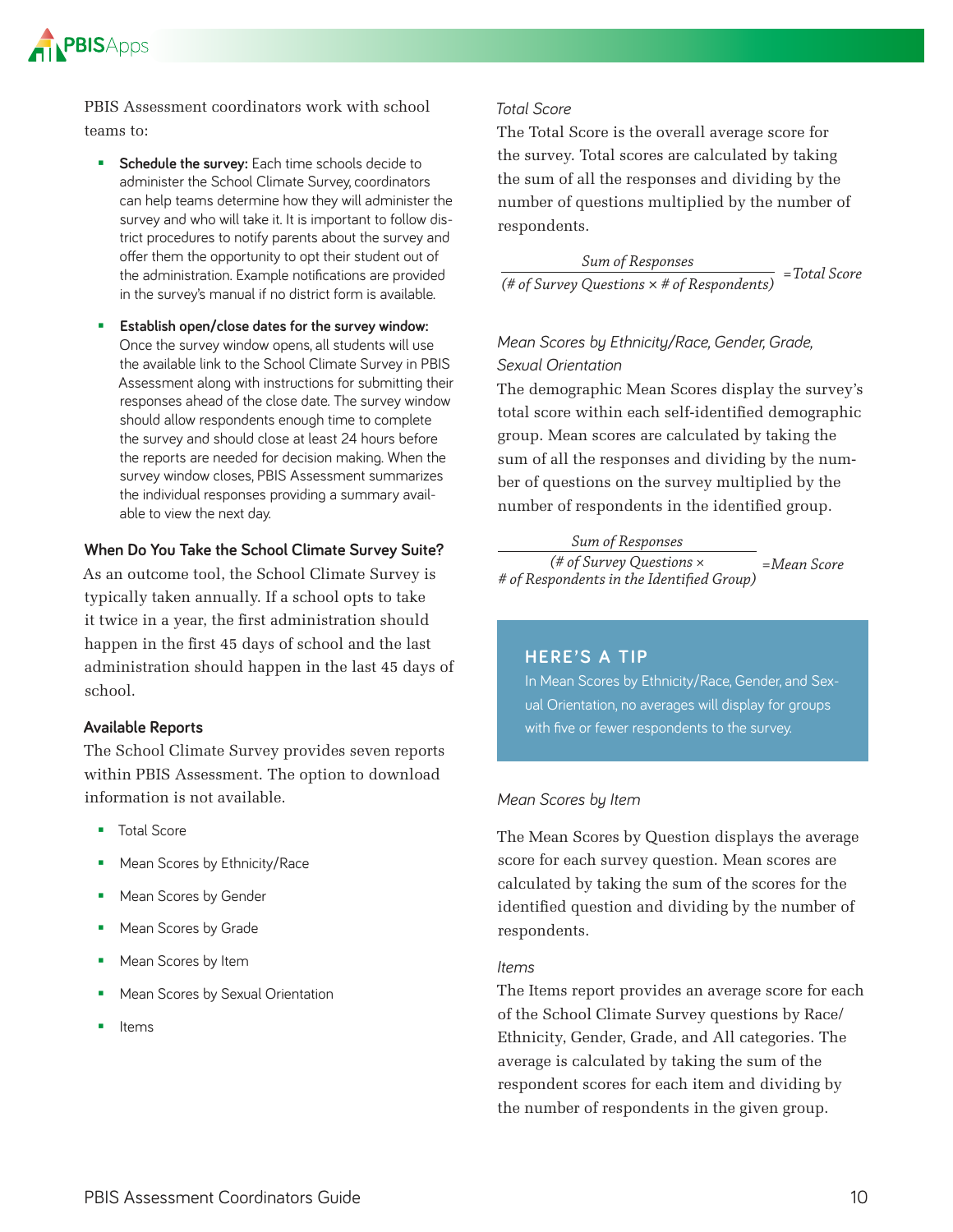PBIS Assessment coordinators work with school teams to:

- **Schedule the survey:** Each time schools decide to administer the School Climate Survey, coordinators can help teams determine how they will administer the survey and who will take it. It is important to follow district procedures to notify parents about the survey and offer them the opportunity to opt their student out of the administration. Example notifications are provided in the survey's manual if no district form is available.
- **Establish open/close dates for the survey window:** Once the survey window opens, all students will use the available link to the School Climate Survey in PBIS Assessment along with instructions for submitting their responses ahead of the close date. The survey window should allow respondents enough time to complete the survey and should close at least 24 hours before the reports are needed for decision making. When the survey window closes, PBIS Assessment summarizes the individual responses providing a summary available to view the next day.

### When Do You Take the School Climate Survey Suite?

As an outcome tool, the School Climate Survey is typically taken annually. If a school opts to take it twice in a year, the first administration should happen in the first 45 days of school and the last administration should happen in the last 45 days of school.

### Available Reports

The School Climate Survey provides seven reports within PBIS Assessment. The option to download information is not available.

- Total Score
- Mean Scores by Ethnicity/Race
- Mean Scores by Gender
- Mean Scores by Grade
- Mean Scores by Item
- Mean Scores by Sexual Orientation
- Items

*Total Score*

The Total Score is the overall average score for the survey. Total scores are calculated by taking the sum of all the responses and dividing by the number of questions multiplied by the number of respondents.

$$\frac{\textit{Sum of Responses}}{(\textit{\# of Survey Questions} \times \textit{\# of Respondents})} = \textit{Total Score}$$

*Mean Scores by Ethnicity/Race, Gender, Grade, Sexual Orientation*

The demographic Mean Scores display the survey's total score within each self-identified demographic group. Mean scores are calculated by taking the sum of all the responses and dividing by the number of questions on the survey multiplied by the number of respondents in the identified group.

$$\frac{\textit{Sum of Responses}}{(\textit{\# of Survey Questions} \times \textit{\# of Respondents in the Identified Group})} = \textit{Mean Score}$$

> **HERE'S A TIP**
>
> In Mean Scores by Ethnicity/Race, Gender, and Sexual Orientation, no averages will display for groups with five or fewer respondents to the survey.

*Mean Scores by Item*

The Mean Scores by Question displays the average score for each survey question. Mean scores are calculated by taking the sum of the scores for the identified question and dividing by the number of respondents.

*Items*

The Items report provides an average score for each of the School Climate Survey questions by Race/Ethnicity, Gender, Grade, and All categories. The average is calculated by taking the sum of the respondent scores for each item and dividing by the number of respondents in the given group.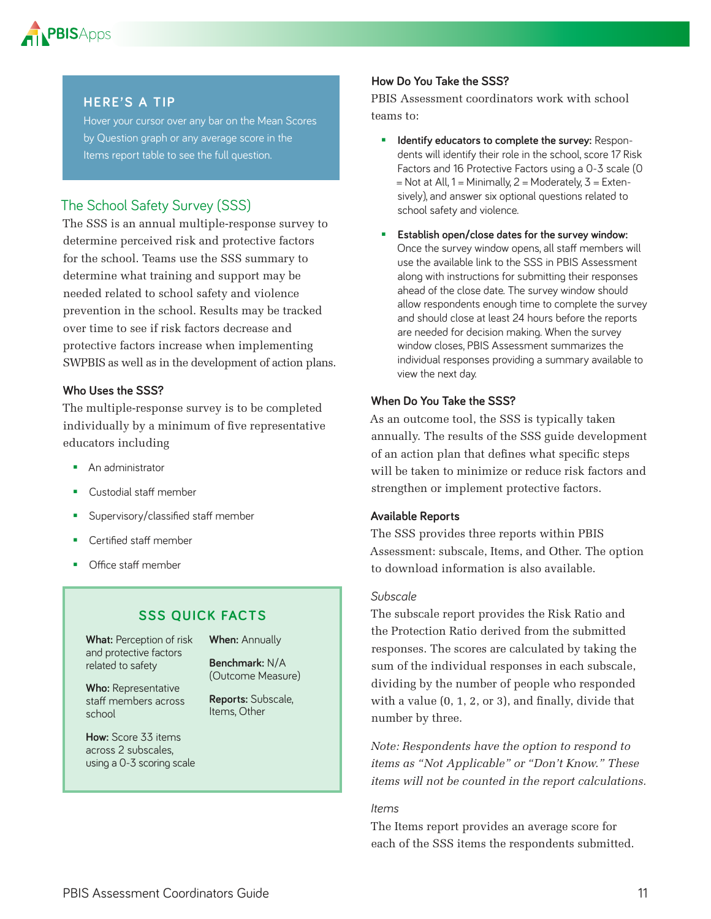> **HERE'S A TIP**
>
> Hover your cursor over any bar on the Mean Scores by Question graph or any average score in the Items report table to see the full question.

## The School Safety Survey (SSS)

The SSS is an annual multiple-response survey to determine perceived risk and protective factors for the school. Teams use the SSS summary to determine what training and support may be needed related to school safety and violence prevention in the school. Results may be tracked over time to see if risk factors decrease and protective factors increase when implementing SWPBIS as well as in the development of action plans.

### Who Uses the SSS?

The multiple-response survey is to be completed individually by a minimum of five representative educators including

- An administrator
- Custodial staff member
- Supervisory/classified staff member
- Certified staff member
- Office staff member

> **SSS QUICK FACTS**
>
> **What:** Perception of risk and protective factors related to safety
>
> **Who:** Representative staff members across school
>
> **How:** Score 33 items across 2 subscales, using a 0-3 scoring scale
>
> **When:** Annually
>
> **Benchmark:** N/A (Outcome Measure)
>
> **Reports:** Subscale, Items, Other

### How Do You Take the SSS?

PBIS Assessment coordinators work with school teams to:

- **Identify educators to complete the survey:** Respondents will identify their role in the school, score 17 Risk Factors and 16 Protective Factors using a 0-3 scale (0 = Not at All, 1 = Minimally, 2 = Moderately, 3 = Extensively), and answer six optional questions related to school safety and violence.
- **Establish open/close dates for the survey window:** Once the survey window opens, all staff members will use the available link to the SSS in PBIS Assessment along with instructions for submitting their responses ahead of the close date. The survey window should allow respondents enough time to complete the survey and should close at least 24 hours before the reports are needed for decision making. When the survey window closes, PBIS Assessment summarizes the individual responses providing a summary available to view the next day.

### When Do You Take the SSS?

As an outcome tool, the SSS is typically taken annually. The results of the SSS guide development of an action plan that defines what specific steps will be taken to minimize or reduce risk factors and strengthen or implement protective factors.

### Available Reports

The SSS provides three reports within PBIS Assessment: subscale, Items, and Other. The option to download information is also available.

*Subscale*

The subscale report provides the Risk Ratio and the Protection Ratio derived from the submitted responses. The scores are calculated by taking the sum of the individual responses in each subscale, dividing by the number of people who responded with a value (0, 1, 2, or 3), and finally, divide that number by three.

*Note: Respondents have the option to respond to items as "Not Applicable" or "Don't Know." These items will not be counted in the report calculations.*

*Items*

The Items report provides an average score for each of the SSS items the respondents submitted.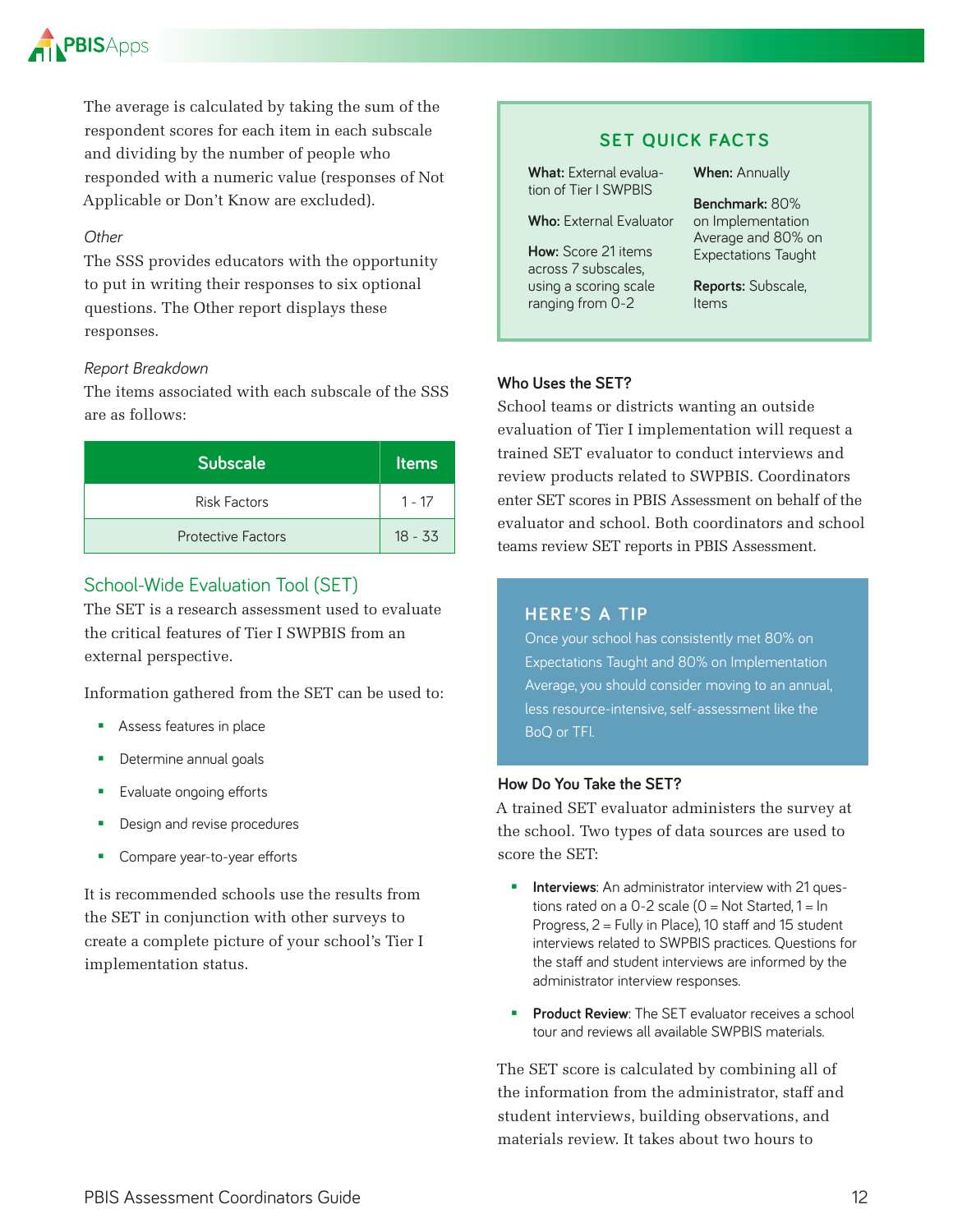The average is calculated by taking the sum of the respondent scores for each item in each subscale and dividing by the number of people who responded with a numeric value (responses of Not Applicable or Don't Know are excluded).

*Other*

The SSS provides educators with the opportunity to put in writing their responses to six optional questions. The Other report displays these responses.

*Report Breakdown*

The items associated with each subscale of the SSS are as follows:

| Subscale | Items |
|---|---|
| Risk Factors | 1 - 17 |
| Protective Factors | 18 - 33 |

## School-Wide Evaluation Tool (SET)

The SET is a research assessment used to evaluate the critical features of Tier I SWPBIS from an external perspective.

Information gathered from the SET can be used to:

- Assess features in place
- Determine annual goals
- Evaluate ongoing efforts
- Design and revise procedures
- Compare year-to-year efforts

It is recommended schools use the results from the SET in conjunction with other surveys to create a complete picture of your school's Tier I implementation status.

### SET QUICK FACTS

**What:** External evaluation of Tier I SWPBIS

**Who:** External Evaluator

**How:** Score 21 items across 7 subscales, using a scoring scale ranging from 0-2

**When:** Annually

**Benchmark:** 80% on Implementation Average and 80% on Expectations Taught

**Reports:** Subscale, Items

### Who Uses the SET?

School teams or districts wanting an outside evaluation of Tier I implementation will request a trained SET evaluator to conduct interviews and review products related to SWPBIS. Coordinators enter SET scores in PBIS Assessment on behalf of the evaluator and school. Both coordinators and school teams review SET reports in PBIS Assessment.

### HERE'S A TIP

Once your school has consistently met 80% on Expectations Taught and 80% on Implementation Average, you should consider moving to an annual, less resource-intensive, self-assessment like the BoQ or TFI.

### How Do You Take the SET?

A trained SET evaluator administers the survey at the school. Two types of data sources are used to score the SET:

- **Interviews**: An administrator interview with 21 questions rated on a 0-2 scale (0 = Not Started, 1 = In Progress, 2 = Fully in Place), 10 staff and 15 student interviews related to SWPBIS practices. Questions for the staff and student interviews are informed by the administrator interview responses.
- **Product Review**: The SET evaluator receives a school tour and reviews all available SWPBIS materials.

The SET score is calculated by combining all of the information from the administrator, staff and student interviews, building observations, and materials review. It takes about two hours to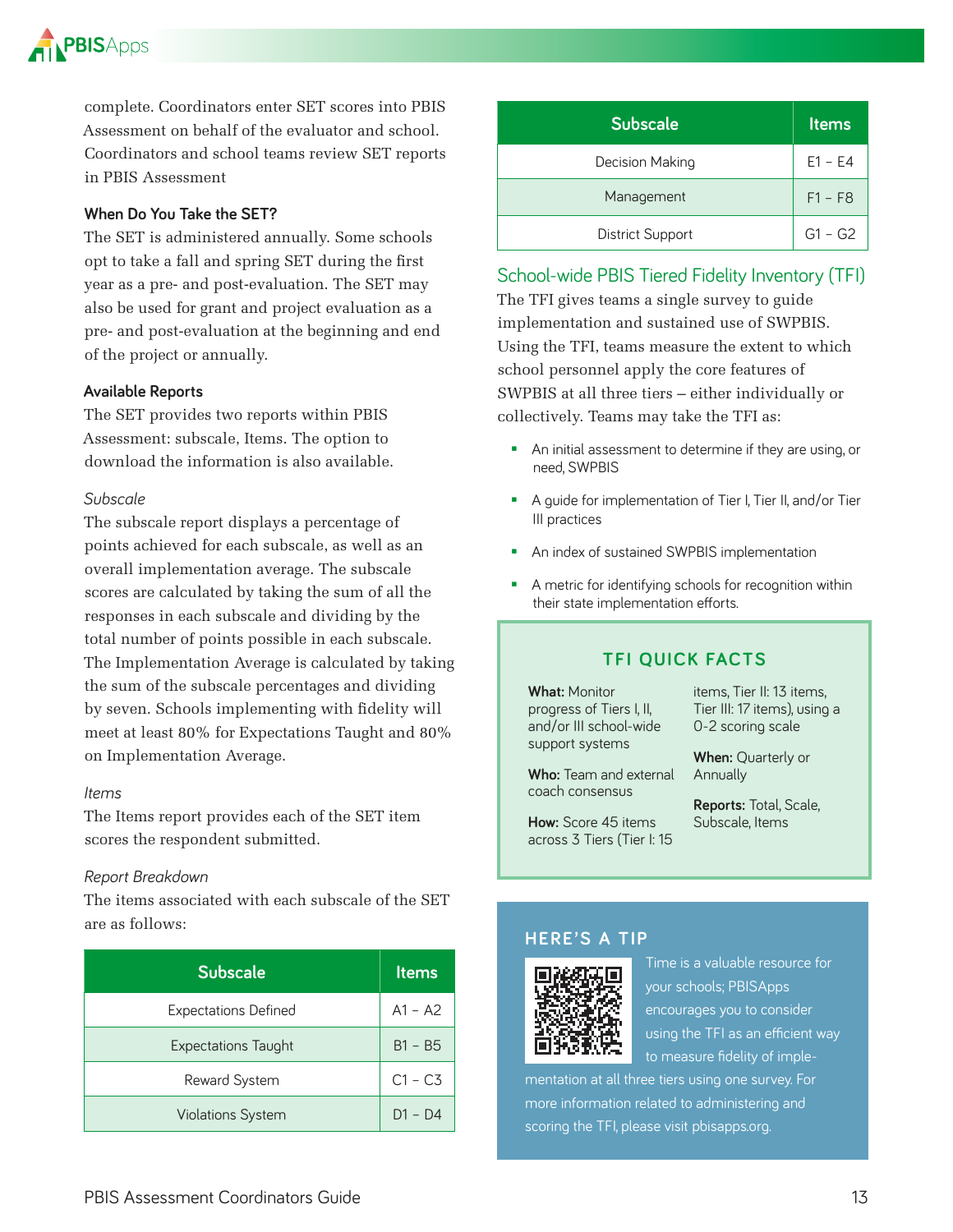complete. Coordinators enter SET scores into PBIS Assessment on behalf of the evaluator and school. Coordinators and school teams review SET reports in PBIS Assessment

### When Do You Take the SET?

The SET is administered annually. Some schools opt to take a fall and spring SET during the first year as a pre- and post-evaluation. The SET may also be used for grant and project evaluation as a pre- and post-evaluation at the beginning and end of the project or annually.

### Available Reports

The SET provides two reports within PBIS Assessment: subscale, Items. The option to download the information is also available.

*Subscale*

The subscale report displays a percentage of points achieved for each subscale, as well as an overall implementation average. The subscale scores are calculated by taking the sum of all the responses in each subscale and dividing by the total number of points possible in each subscale. The Implementation Average is calculated by taking the sum of the subscale percentages and dividing by seven. Schools implementing with fidelity will meet at least 80% for Expectations Taught and 80% on Implementation Average.

*Items*

The Items report provides each of the SET item scores the respondent submitted.

*Report Breakdown*

The items associated with each subscale of the SET are as follows:

| Subscale | Items |
|---|---|
| Expectations Defined | A1 – A2 |
| Expectations Taught | B1 – B5 |
| Reward System | C1 – C3 |
| Violations System | D1 – D4 |
| Decision Making | E1 – E4 |
| Management | F1 – F8 |
| District Support | G1 – G2 |

## School-wide PBIS Tiered Fidelity Inventory (TFI)

The TFI gives teams a single survey to guide implementation and sustained use of SWPBIS. Using the TFI, teams measure the extent to which school personnel apply the core features of SWPBIS at all three tiers – either individually or collectively. Teams may take the TFI as:

- An initial assessment to determine if they are using, or need, SWPBIS
- A guide for implementation of Tier I, Tier II, and/or Tier III practices
- An index of sustained SWPBIS implementation
- A metric for identifying schools for recognition within their state implementation efforts.

### TFI QUICK FACTS

**What:** Monitor progress of Tiers I, II, and/or III school-wide support systems

**Who:** Team and external coach consensus

**How:** Score 45 items across 3 Tiers (Tier I: 15 items, Tier II: 13 items, Tier III: 17 items), using a 0-2 scoring scale

**When:** Quarterly or Annually

**Reports:** Total, Scale, Subscale, Items

### HERE'S A TIP

Time is a valuable resource for your schools; PBISApps encourages you to consider using the TFI as an efficient way to measure fidelity of implementation at all three tiers using one survey. For more information related to administering and scoring the TFI, please visit pbisapps.org.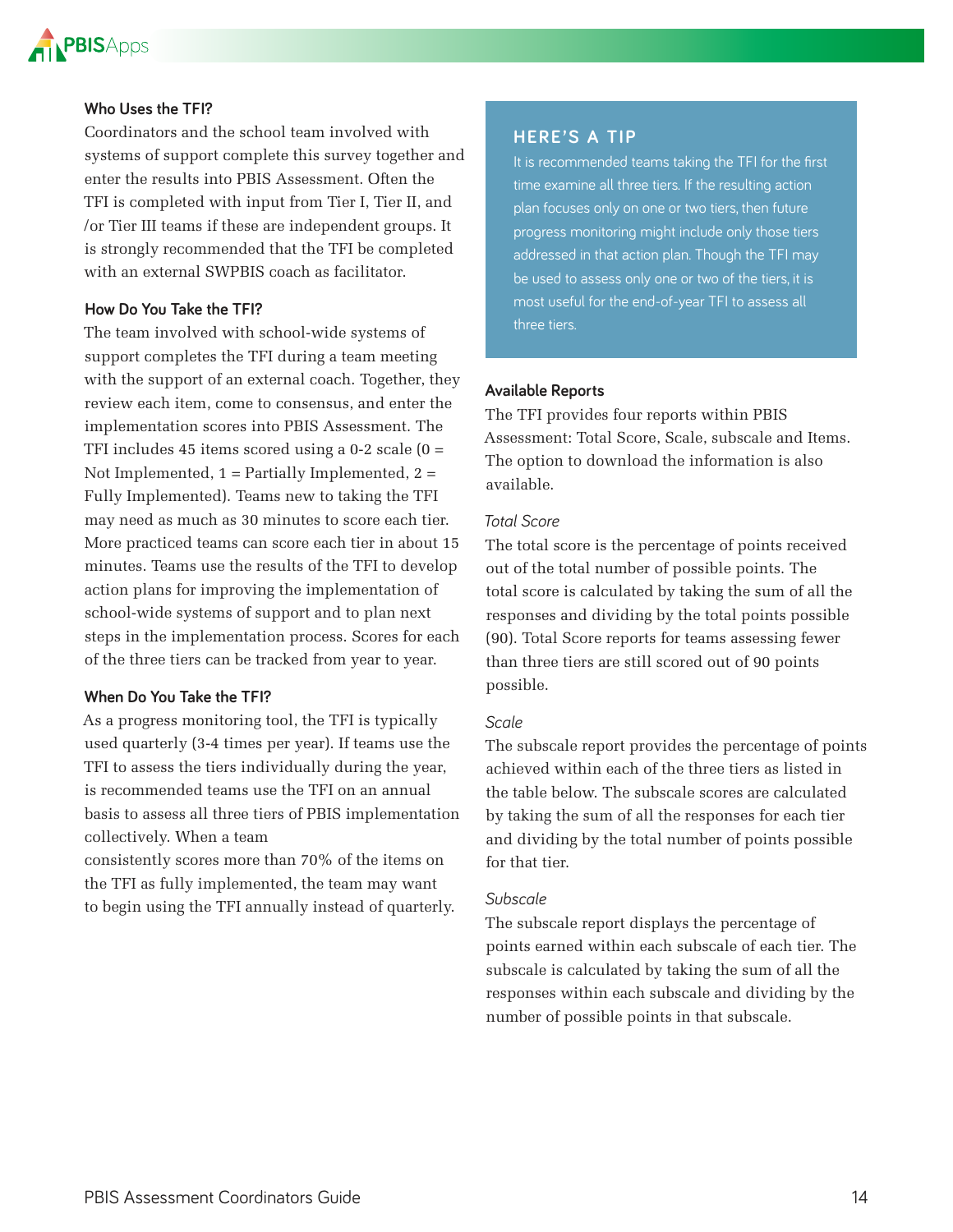### Who Uses the TFI?

Coordinators and the school team involved with systems of support complete this survey together and enter the results into PBIS Assessment. Often the TFI is completed with input from Tier I, Tier II, and /or Tier III teams if these are independent groups. It is strongly recommended that the TFI be completed with an external SWPBIS coach as facilitator.

### How Do You Take the TFI?

The team involved with school-wide systems of support completes the TFI during a team meeting with the support of an external coach. Together, they review each item, come to consensus, and enter the implementation scores into PBIS Assessment. The TFI includes 45 items scored using a 0-2 scale (0 = Not Implemented, 1 = Partially Implemented, 2 = Fully Implemented). Teams new to taking the TFI may need as much as 30 minutes to score each tier. More practiced teams can score each tier in about 15 minutes. Teams use the results of the TFI to develop action plans for improving the implementation of school-wide systems of support and to plan next steps in the implementation process. Scores for each of the three tiers can be tracked from year to year.

### When Do You Take the TFI?

As a progress monitoring tool, the TFI is typically used quarterly (3-4 times per year). If teams use the TFI to assess the tiers individually during the year, is recommended teams use the TFI on an annual basis to assess all three tiers of PBIS implementation collectively. When a team consistently scores more than 70% of the items on the TFI as fully implemented, the team may want to begin using the TFI annually instead of quarterly.

> **HERE'S A TIP**
>
> It is recommended teams taking the TFI for the first time examine all three tiers. If the resulting action plan focuses only on one or two tiers, then future progress monitoring might include only those tiers addressed in that action plan. Though the TFI may be used to assess only one or two of the tiers, it is most useful for the end-of-year TFI to assess all three tiers.

### Available Reports

The TFI provides four reports within PBIS Assessment: Total Score, Scale, subscale and Items. The option to download the information is also available.

*Total Score*

The total score is the percentage of points received out of the total number of possible points. The total score is calculated by taking the sum of all the responses and dividing by the total points possible (90). Total Score reports for teams assessing fewer than three tiers are still scored out of 90 points possible.

*Scale*

The subscale report provides the percentage of points achieved within each of the three tiers as listed in the table below. The subscale scores are calculated by taking the sum of all the responses for each tier and dividing by the total number of points possible for that tier.

*Subscale*

The subscale report displays the percentage of points earned within each subscale of each tier. The subscale is calculated by taking the sum of all the responses within each subscale and dividing by the number of possible points in that subscale.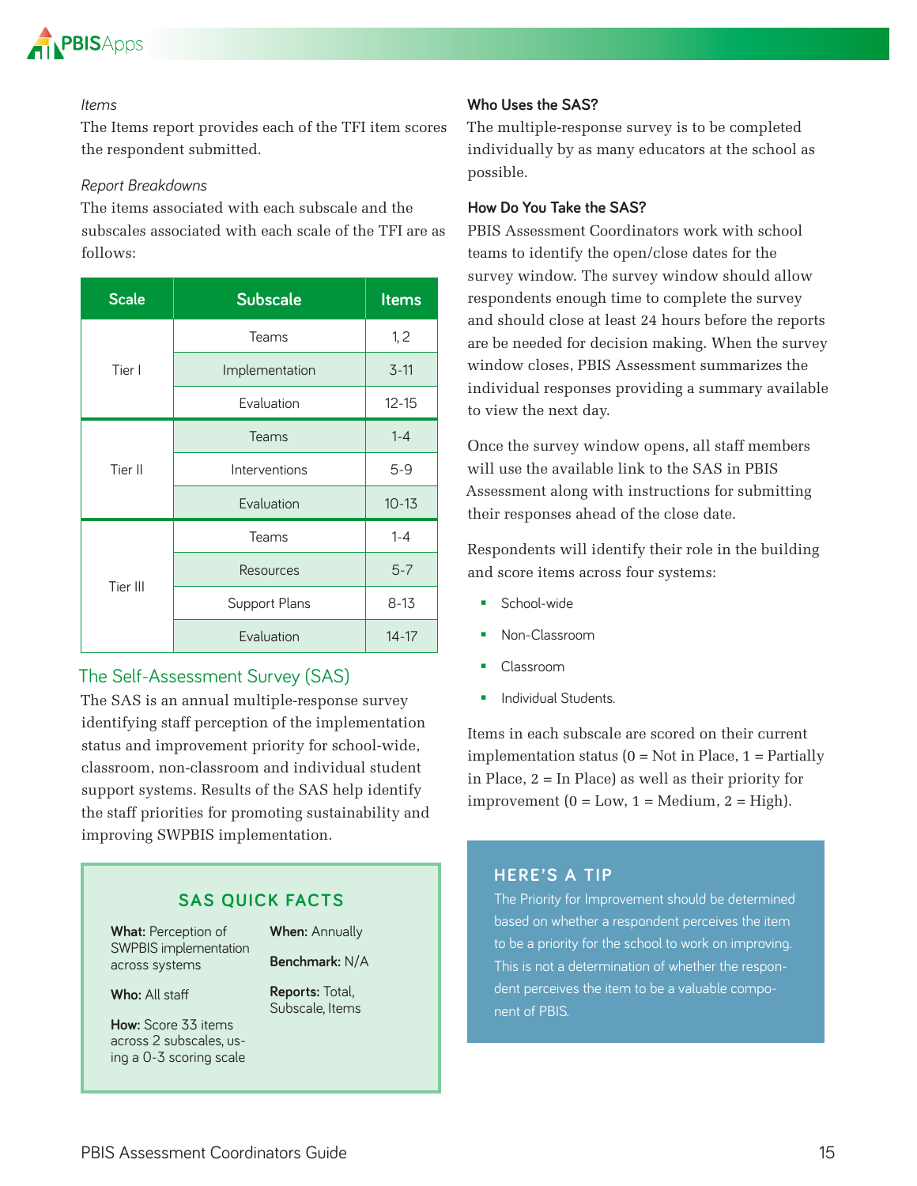*Items*

The Items report provides each of the TFI item scores the respondent submitted.

*Report Breakdowns*

The items associated with each subscale and the subscales associated with each scale of the TFI are as follows:

| Scale | Subscale | Items |
|---|---|---|
| Tier I | Teams | 1, 2 |
| | Implementation | 3-11 |
| | Evaluation | 12-15 |
| Tier II | Teams | 1-4 |
| | Interventions | 5-9 |
| | Evaluation | 10-13 |
| Tier III | Teams | 1-4 |
| | Resources | 5-7 |
| | Support Plans | 8-13 |
| | Evaluation | 14-17 |

## The Self-Assessment Survey (SAS)

The SAS is an annual multiple-response survey identifying staff perception of the implementation status and improvement priority for school-wide, classroom, non-classroom and individual student support systems. Results of the SAS help identify the staff priorities for promoting sustainability and improving SWPBIS implementation.

### SAS QUICK FACTS

**What:** Perception of SWPBIS implementation across systems

**Who:** All staff

**How:** Score 33 items across 2 subscales, using a 0-3 scoring scale

**When:** Annually

**Benchmark:** N/A

**Reports:** Total, Subscale, Items

### Who Uses the SAS?

The multiple-response survey is to be completed individually by as many educators at the school as possible.

### How Do You Take the SAS?

PBIS Assessment Coordinators work with school teams to identify the open/close dates for the survey window. The survey window should allow respondents enough time to complete the survey and should close at least 24 hours before the reports are be needed for decision making. When the survey window closes, PBIS Assessment summarizes the individual responses providing a summary available to view the next day.

Once the survey window opens, all staff members will use the available link to the SAS in PBIS Assessment along with instructions for submitting their responses ahead of the close date.

Respondents will identify their role in the building and score items across four systems:

- School-wide
- Non-Classroom
- Classroom
- Individual Students.

Items in each subscale are scored on their current implementation status (0 = Not in Place, 1 = Partially in Place, 2 = In Place) as well as their priority for improvement (0 = Low, 1 = Medium, 2 = High).

### HERE'S A TIP

The Priority for Improvement should be determined based on whether a respondent perceives the item to be a priority for the school to work on improving. This is not a determination of whether the respondent perceives the item to be a valuable component of PBIS.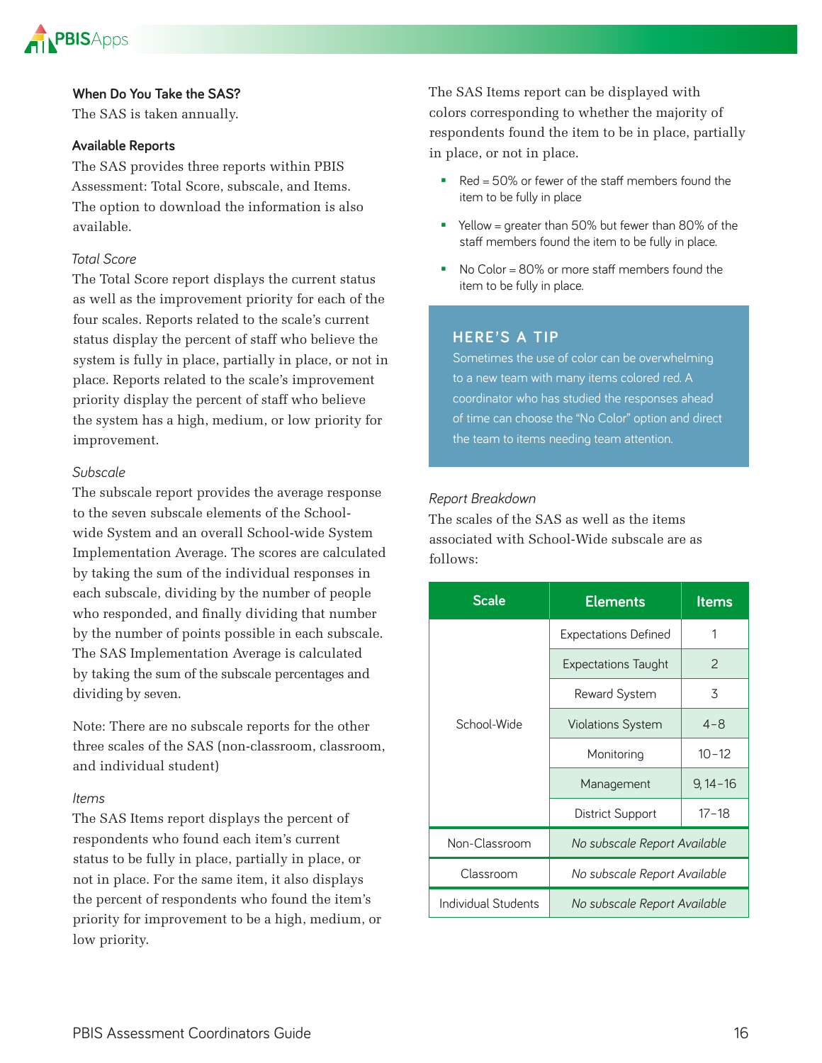### When Do You Take the SAS?

The SAS is taken annually.

### Available Reports

The SAS provides three reports within PBIS Assessment: Total Score, subscale, and Items. The option to download the information is also available.

*Total Score*

The Total Score report displays the current status as well as the improvement priority for each of the four scales. Reports related to the scale's current status display the percent of staff who believe the system is fully in place, partially in place, or not in place. Reports related to the scale's improvement priority display the percent of staff who believe the system has a high, medium, or low priority for improvement.

*Subscale*

The subscale report provides the average response to the seven subscale elements of the School-wide System and an overall School-wide System Implementation Average. The scores are calculated by taking the sum of the individual responses in each subscale, dividing by the number of people who responded, and finally dividing that number by the number of points possible in each subscale. The SAS Implementation Average is calculated by taking the sum of the subscale percentages and dividing by seven.

Note: There are no subscale reports for the other three scales of the SAS (non-classroom, classroom, and individual student)

*Items*

The SAS Items report displays the percent of respondents who found each item's current status to be fully in place, partially in place, or not in place. For the same item, it also displays the percent of respondents who found the item's priority for improvement to be a high, medium, or low priority.

The SAS Items report can be displayed with colors corresponding to whether the majority of respondents found the item to be in place, partially in place, or not in place.

- Red = 50% or fewer of the staff members found the item to be fully in place
- Yellow = greater than 50% but fewer than 80% of the staff members found the item to be fully in place.
- No Color = 80% or more staff members found the item to be fully in place.

> **HERE'S A TIP**
>
> Sometimes the use of color can be overwhelming to a new team with many items colored red. A coordinator who has studied the responses ahead of time can choose the "No Color" option and direct the team to items needing team attention.

*Report Breakdown*

The scales of the SAS as well as the items associated with School-Wide subscale are as follows:

| Scale | Elements | Items |
|---|---|---|
| School-Wide | Expectations Defined | 1 |
| | Expectations Taught | 2 |
| | Reward System | 3 |
| | Violations System | 4–8 |
| | Monitoring | 10–12 |
| | Management | 9, 14–16 |
| | District Support | 17–18 |
| Non-Classroom | *No subscale Report Available* | |
| Classroom | *No subscale Report Available* | |
| Individual Students | *No subscale Report Available* | |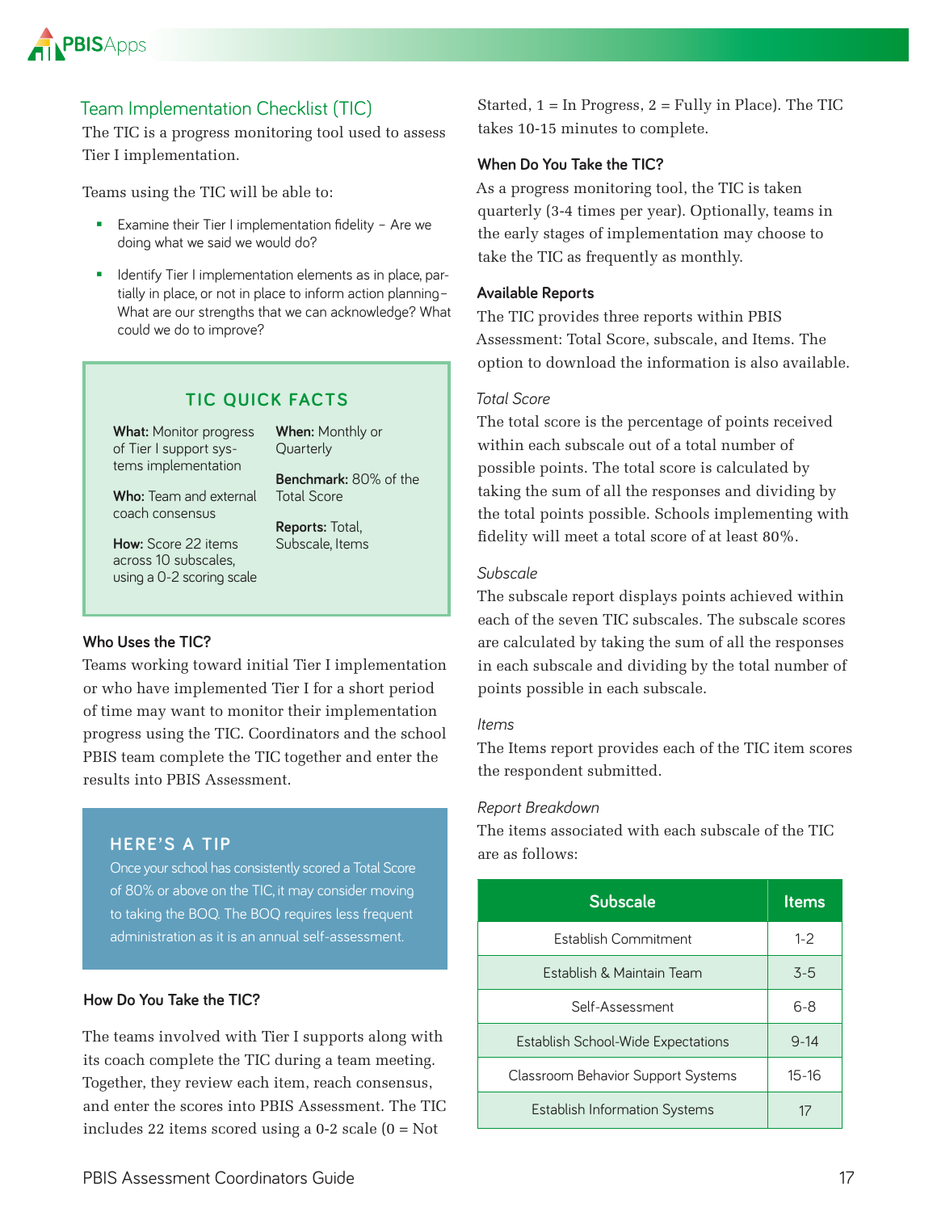## Team Implementation Checklist (TIC)

The TIC is a progress monitoring tool used to assess Tier I implementation.

Teams using the TIC will be able to:

- Examine their Tier I implementation fidelity – Are we doing what we said we would do?
- Identify Tier I implementation elements as in place, partially in place, or not in place to inform action planning– What are our strengths that we can acknowledge? What could we do to improve?

> **TIC QUICK FACTS**
>
> **What:** Monitor progress of Tier I support systems implementation
>
> **Who:** Team and external coach consensus
>
> **How:** Score 22 items across 10 subscales, using a 0-2 scoring scale
>
> **When:** Monthly or Quarterly
>
> **Benchmark:** 80% of the Total Score
>
> **Reports:** Total, Subscale, Items

### Who Uses the TIC?

Teams working toward initial Tier I implementation or who have implemented Tier I for a short period of time may want to monitor their implementation progress using the TIC. Coordinators and the school PBIS team complete the TIC together and enter the results into PBIS Assessment.

> **HERE'S A TIP**
>
> Once your school has consistently scored a Total Score of 80% or above on the TIC, it may consider moving to taking the BOQ. The BOQ requires less frequent administration as it is an annual self-assessment.

### How Do You Take the TIC?

The teams involved with Tier I supports along with its coach complete the TIC during a team meeting. Together, they review each item, reach consensus, and enter the scores into PBIS Assessment. The TIC includes 22 items scored using a 0-2 scale (0 = Not Started, 1 = In Progress, 2 = Fully in Place). The TIC takes 10-15 minutes to complete.

### When Do You Take the TIC?

As a progress monitoring tool, the TIC is taken quarterly (3-4 times per year). Optionally, teams in the early stages of implementation may choose to take the TIC as frequently as monthly.

### Available Reports

The TIC provides three reports within PBIS Assessment: Total Score, subscale, and Items. The option to download the information is also available.

*Total Score*

The total score is the percentage of points received within each subscale out of a total number of possible points. The total score is calculated by taking the sum of all the responses and dividing by the total points possible. Schools implementing with fidelity will meet a total score of at least 80%.

*Subscale*

The subscale report displays points achieved within each of the seven TIC subscales. The subscale scores are calculated by taking the sum of all the responses in each subscale and dividing by the total number of points possible in each subscale.

*Items*

The Items report provides each of the TIC item scores the respondent submitted.

*Report Breakdown*

The items associated with each subscale of the TIC are as follows:

| Subscale | Items |
|---|---|
| Establish Commitment | 1-2 |
| Establish & Maintain Team | 3-5 |
| Self-Assessment | 6-8 |
| Establish School-Wide Expectations | 9-14 |
| Classroom Behavior Support Systems | 15-16 |
| Establish Information Systems | 17 |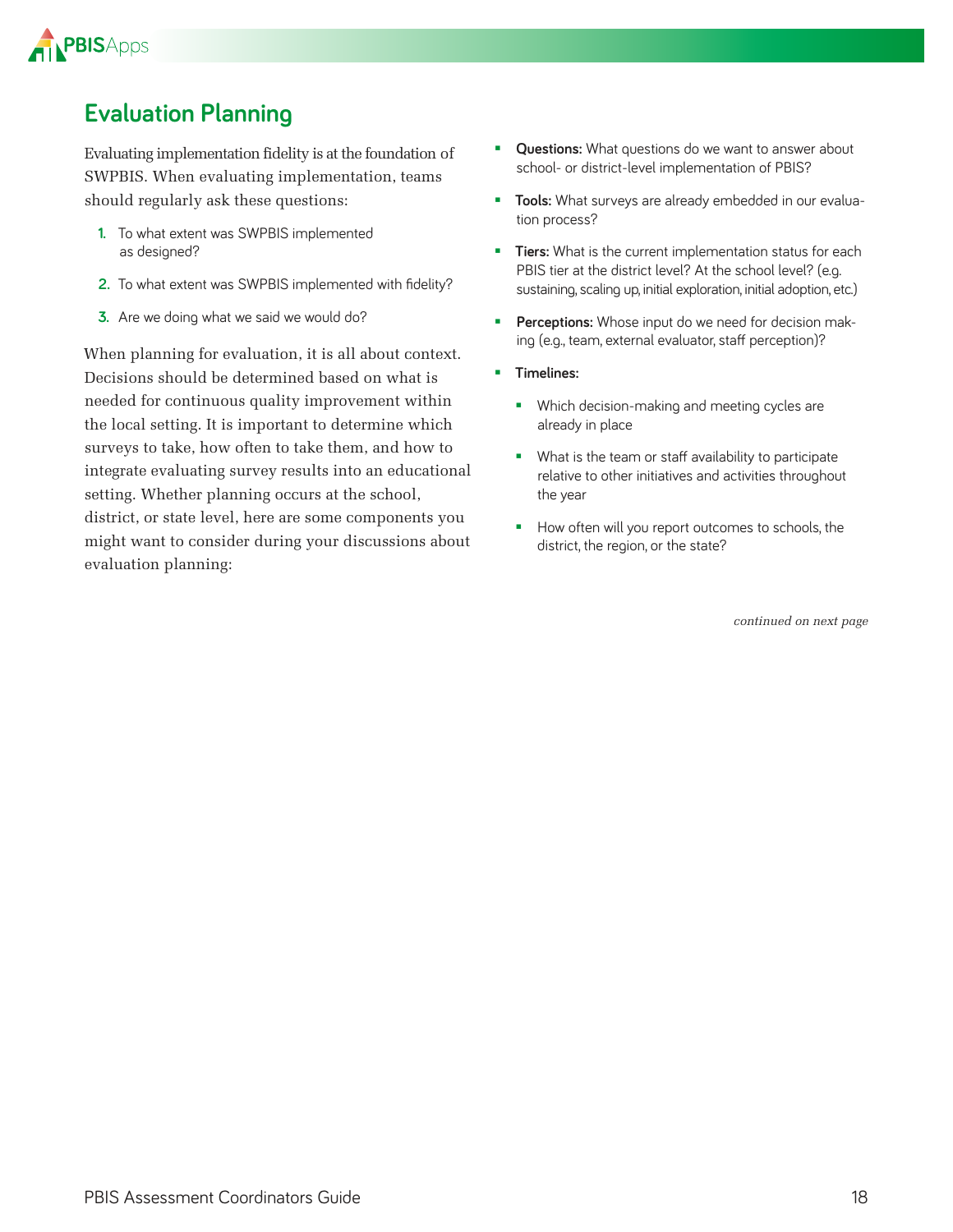## Evaluation Planning

Evaluating implementation fidelity is at the foundation of SWPBIS. When evaluating implementation, teams should regularly ask these questions:

1. To what extent was SWPBIS implemented as designed?
2. To what extent was SWPBIS implemented with fidelity?
3. Are we doing what we said we would do?

When planning for evaluation, it is all about context. Decisions should be determined based on what is needed for continuous quality improvement within the local setting. It is important to determine which surveys to take, how often to take them, and how to integrate evaluating survey results into an educational setting. Whether planning occurs at the school, district, or state level, here are some components you might want to consider during your discussions about evaluation planning:

- **Questions:** What questions do we want to answer about school- or district-level implementation of PBIS?
- **Tools:** What surveys are already embedded in our evaluation process?
- **Tiers:** What is the current implementation status for each PBIS tier at the district level? At the school level? (e.g. sustaining, scaling up, initial exploration, initial adoption, etc.)
- **Perceptions:** Whose input do we need for decision making (e.g., team, external evaluator, staff perception)?
- **Timelines:**
  - Which decision-making and meeting cycles are already in place
  - What is the team or staff availability to participate relative to other initiatives and activities throughout the year
  - How often will you report outcomes to schools, the district, the region, or the state?

*continued on next page*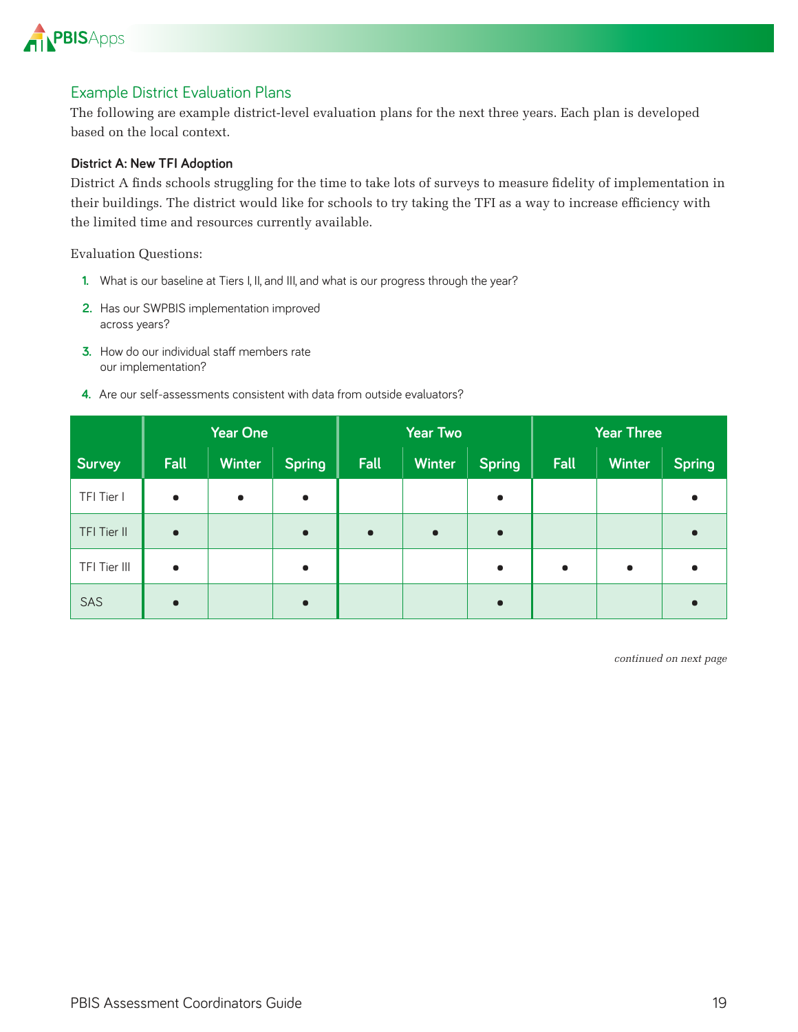## Example District Evaluation Plans

The following are example district-level evaluation plans for the next three years. Each plan is developed based on the local context.

### District A: New TFI Adoption

District A finds schools struggling for the time to take lots of surveys to measure fidelity of implementation in their buildings. The district would like for schools to try taking the TFI as a way to increase efficiency with the limited time and resources currently available.

Evaluation Questions:

1. What is our baseline at Tiers I, II, and III, and what is our progress through the year?
2. Has our SWPBIS implementation improved across years?
3. How do our individual staff members rate our implementation?
4. Are our self-assessments consistent with data from outside evaluators?

| | Year One | | | Year Two | | | Year Three | | |
|---|---|---|---|---|---|---|---|---|---|
| **Survey** | **Fall** | **Winter** | **Spring** | **Fall** | **Winter** | **Spring** | **Fall** | **Winter** | **Spring** |
| TFI Tier I | • | • | • | | | • | | | • |
| TFI Tier II | • | | • | • | • | • | | | • |
| TFI Tier III | • | | • | | | • | • | • | • |
| SAS | • | | • | | | • | | | • |

*continued on next page*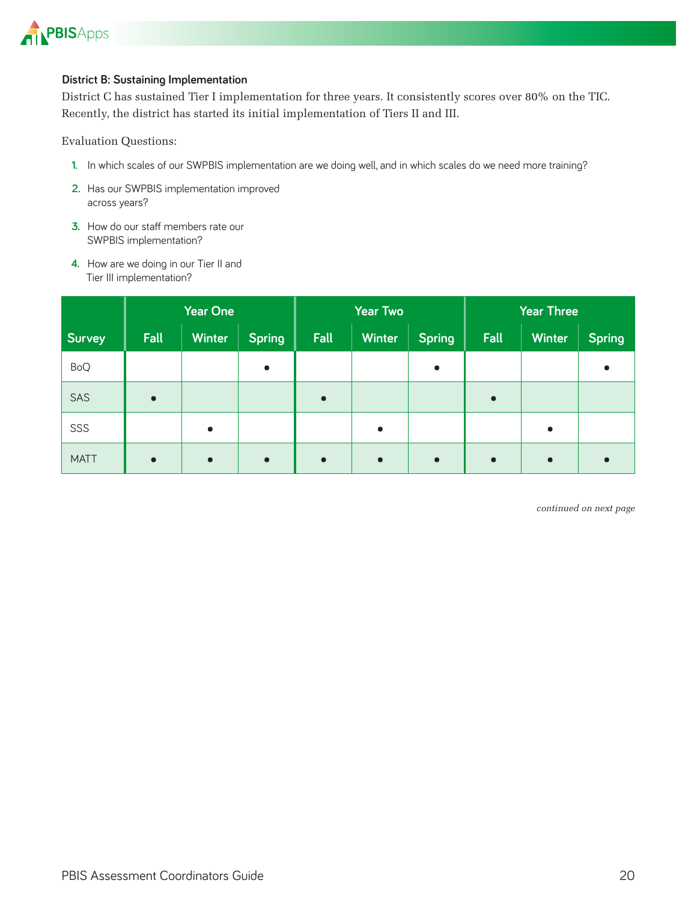**District B: Sustaining Implementation**

District C has sustained Tier I implementation for three years. It consistently scores over 80% on the TIC. Recently, the district has started its initial implementation of Tiers II and III.

Evaluation Questions:

1. In which scales of our SWPBIS implementation are we doing well, and in which scales do we need more training?
2. Has our SWPBIS implementation improved across years?
3. How do our staff members rate our SWPBIS implementation?
4. How are we doing in our Tier II and Tier III implementation?

| | Year One | | | Year Two | | | Year Three | | |
|---|---|---|---|---|---|---|---|---|---|
| Survey | Fall | Winter | Spring | Fall | Winter | Spring | Fall | Winter | Spring |
| BoQ | | | • | | | • | | | • |
| SAS | • | | | • | | | • | | |
| SSS | | • | | | • | | | • | |
| MATT | • | • | • | • | • | • | • | • | • |

*continued on next page*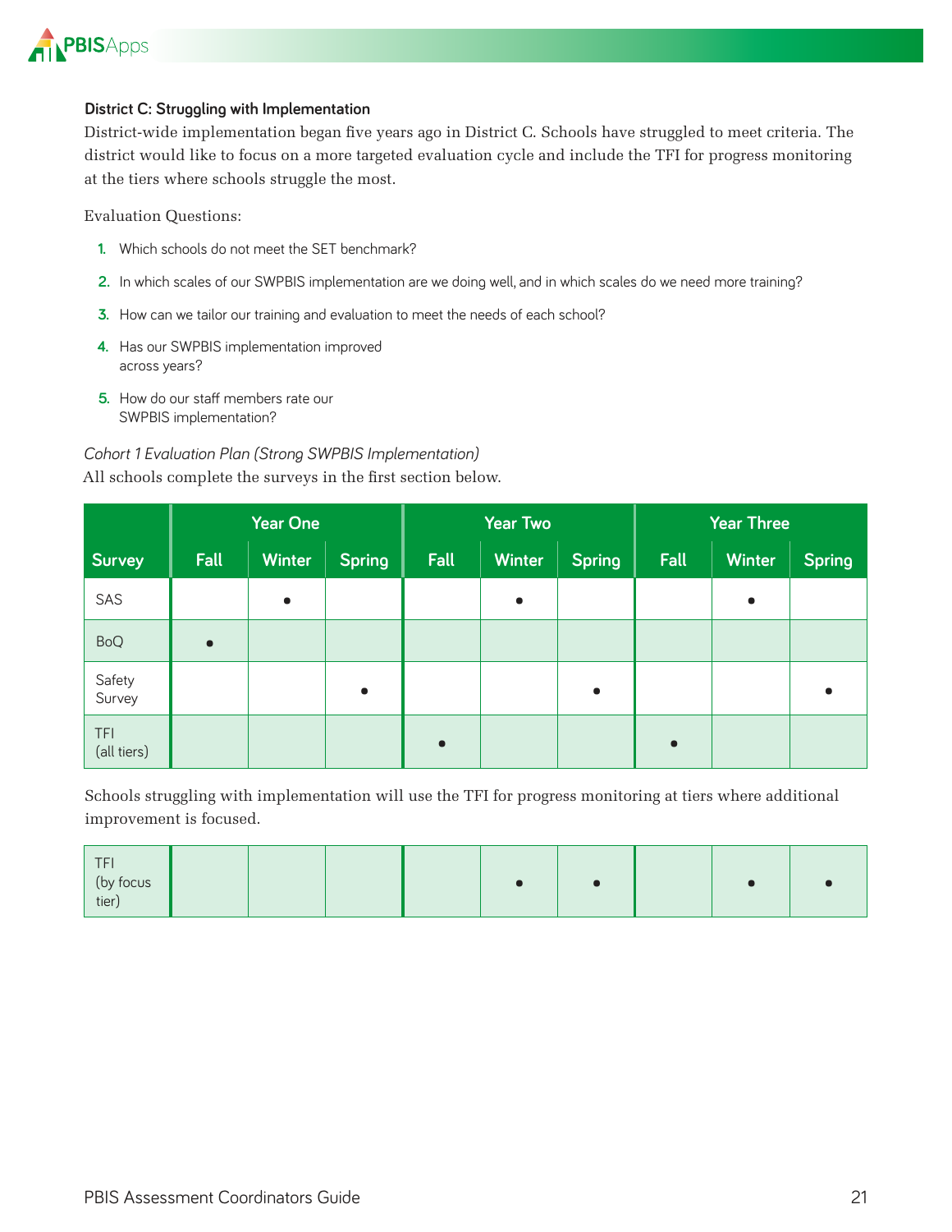**District C: Struggling with Implementation**

District-wide implementation began five years ago in District C. Schools have struggled to meet criteria. The district would like to focus on a more targeted evaluation cycle and include the TFI for progress monitoring at the tiers where schools struggle the most.

Evaluation Questions:

1. Which schools do not meet the SET benchmark?
2. In which scales of our SWPBIS implementation are we doing well, and in which scales do we need more training?
3. How can we tailor our training and evaluation to meet the needs of each school?
4. Has our SWPBIS implementation improved across years?
5. How do our staff members rate our SWPBIS implementation?

*Cohort 1 Evaluation Plan (Strong SWPBIS Implementation)*

All schools complete the surveys in the first section below.

| | Year One | | | Year Two | | | Year Three | | |
|---|---|---|---|---|---|---|---|---|---|
| Survey | Fall | Winter | Spring | Fall | Winter | Spring | Fall | Winter | Spring |
| SAS | | • | | | • | | | • | |
| BoQ | • | | | | | | | | |
| Safety Survey | | | • | | | • | | | • |
| TFI (all tiers) | | | | • | | | • | | |

Schools struggling with implementation will use the TFI for progress monitoring at tiers where additional improvement is focused.

| | | | | | | | | | |
|---|---|---|---|---|---|---|---|---|---|
| TFI (by focus tier) | | | | | • | • | | • | • |